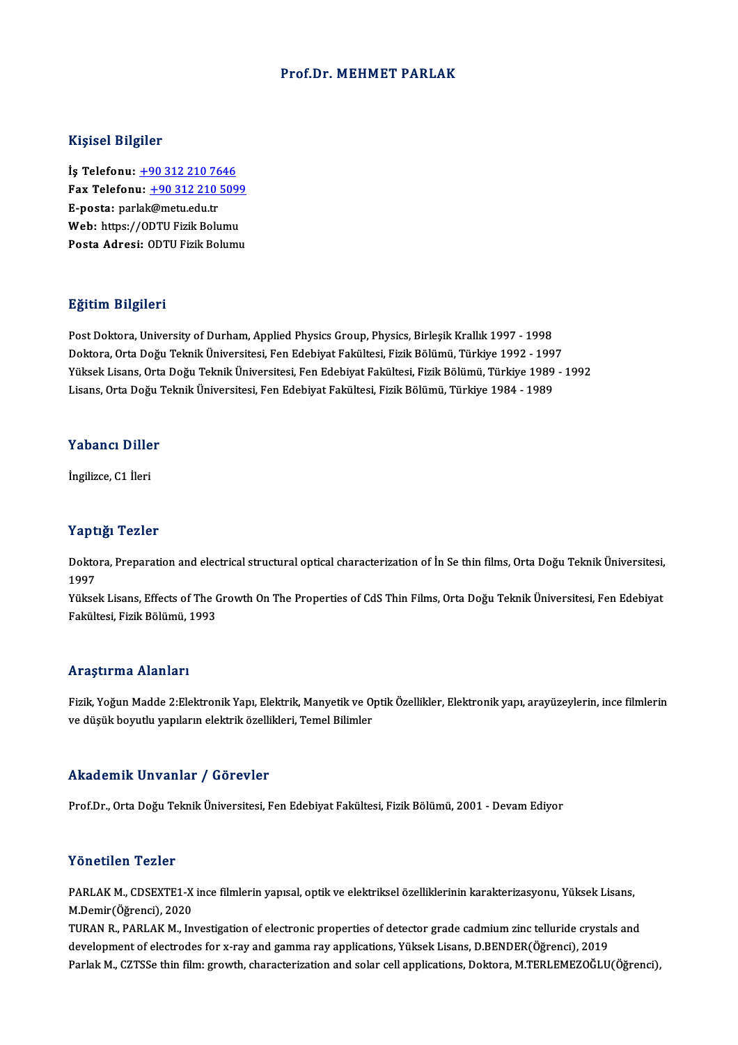# Prof.Dr. MEHMET PARLAK

## Kişisel Bilgiler

**İş Telefonu:** +90 312 210 7646
**Fax Telefonu:** +90 312 210 5099
**E-posta:** parlak@metu.edu.tr
**Web:** https://ODTU Fizik Bolumu
**Posta Adresi:** ODTU Fizik Bolumu

## Eğitim Bilgileri

Post Doktora, University of Durham, Applied Physics Group, Physics, Birleşik Krallık 1997 - 1998
Doktora, Orta Doğu Teknik Üniversitesi, Fen Edebiyat Fakültesi, Fizik Bölümü, Türkiye 1992 - 1997
Yüksek Lisans, Orta Doğu Teknik Üniversitesi, Fen Edebiyat Fakültesi, Fizik Bölümü, Türkiye 1989 - 1992
Lisans, Orta Doğu Teknik Üniversitesi, Fen Edebiyat Fakültesi, Fizik Bölümü, Türkiye 1984 - 1989

## Yabancı Diller

İngilizce, C1 İleri

## Yaptığı Tezler

Doktora, Preparation and electrical structural optical characterization of İn Se thin films, Orta Doğu Teknik Üniversitesi, 1997
Yüksek Lisans, Effects of The Growth On The Properties of CdS Thin Films, Orta Doğu Teknik Üniversitesi, Fen Edebiyat Fakültesi, Fizik Bölümü, 1993

## Araştırma Alanları

Fizik, Yoğun Madde 2:Elektronik Yapı, Elektrik, Manyetik ve Optik Özellikler, Elektronik yapı, arayüzeylerin, ince filmlerin ve düşük boyutlu yapıların elektrik özellikleri, Temel Bilimler

## Akademik Unvanlar / Görevler

Prof.Dr., Orta Doğu Teknik Üniversitesi, Fen Edebiyat Fakültesi, Fizik Bölümü, 2001 - Devam Ediyor

## Yönetilen Tezler

PARLAK M., CDSEXTE1-X ince filmlerin yapısal, optik ve elektriksel özelliklerinin karakterizasyonu, Yüksek Lisans, M.Demir(Öğrenci), 2020
TURAN R., PARLAK M., Investigation of electronic properties of detector grade cadmium zinc telluride crystals and development of electrodes for x-ray and gamma ray applications, Yüksek Lisans, D.BENDER(Öğrenci), 2019
Parlak M., CZTSSe thin film: growth, characterization and solar cell applications, Doktora, M.TERLEMEZOĞLU(Öğrenci),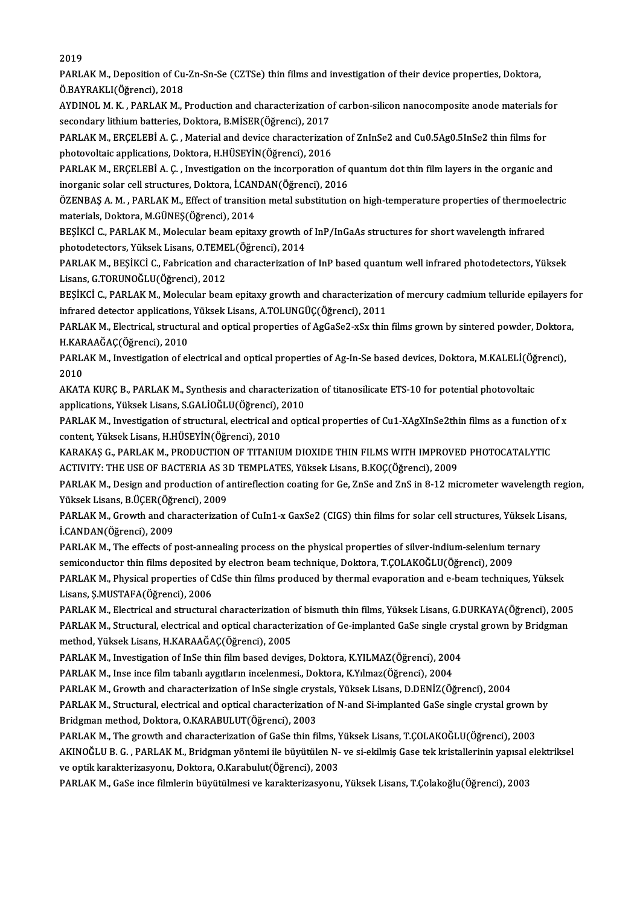2019

PARLAK M., Deposition of Cu-Zn-Sn-Se (CZTSe) thin films and investigation of their device properties, Doktora, Ö.BAYRAKLI(Öğrenci), 2018

AYDINOL M. K. , PARLAK M., Production and characterization of carbon-silicon nanocomposite anode materials for secondary lithium batteries, Doktora, B.MİSER(Öğrenci), 2017

PARLAK M., ERÇELEBİ A. Ç. , Material and device characterization of ZnInSe2 and Cu0.5Ag0.5InSe2 thin films for photovoltaic applications, Doktora, H.HÜSEYİN(Öğrenci), 2016

PARLAK M., ERÇELEBİ A. Ç. , Investigation on the incorporation of quantum dot thin film layers in the organic and inorganic solar cell structures, Doktora, İ.CANDAN(Öğrenci), 2016

ÖZENBAŞ A. M. , PARLAK M., Effect of transition metal substitution on high-temperature properties of thermoelectric materials, Doktora, M.GÜNEŞ(Öğrenci), 2014

BEŞİKCİ C., PARLAK M., Molecular beam epitaxy growth of InP/InGaAs structures for short wavelength infrared photodetectors, Yüksek Lisans, O.TEMEL(Öğrenci), 2014

PARLAK M., BEŞİKCİ C., Fabrication and characterization of InP based quantum well infrared photodetectors, Yüksek Lisans, G.TORUNOĞLU(Öğrenci), 2012

BEŞİKCİ C., PARLAK M., Molecular beam epitaxy growth and characterization of mercury cadmium telluride epilayers for infrared detector applications, Yüksek Lisans, A.TOLUNGÜÇ(Öğrenci), 2011

PARLAK M., Electrical, structural and optical properties of AgGaSe2-xSx thin films grown by sintered powder, Doktora, H.KARAAĞAÇ(Öğrenci), 2010

PARLAK M., Investigation of electrical and optical properties of Ag-In-Se based devices, Doktora, M.KALELİ(Öğrenci), 2010

AKATA KURÇ B., PARLAK M., Synthesis and characterization of titanosilicate ETS-10 for potential photovoltaic applications, Yüksek Lisans, S.GALİOĞLU(Öğrenci), 2010

PARLAK M., Investigation of structural, electrical and optical properties of Cu1-XAgXInSe2thin films as a function of x content, Yüksek Lisans, H.HÜSEYİN(Öğrenci), 2010

KARAKAŞ G., PARLAK M., PRODUCTION OF TITANIUM DIOXIDE THIN FILMS WITH IMPROVED PHOTOCATALYTIC ACTIVITY: THE USE OF BACTERIA AS 3D TEMPLATES, Yüksek Lisans, B.KOÇ(Öğrenci), 2009

PARLAK M., Design and production of antireflection coating for Ge, ZnSe and ZnS in 8-12 micrometer wavelength region, Yüksek Lisans, B.ÜÇER(Öğrenci), 2009

PARLAK M., Growth and characterization of CuIn1-x GaxSe2 (CIGS) thin films for solar cell structures, Yüksek Lisans, İ.CANDAN(Öğrenci), 2009

PARLAK M., The effects of post-annealing process on the physical properties of silver-indium-selenium ternary semiconductor thin films deposited by electron beam technique, Doktora, T.ÇOLAKOĞLU(Öğrenci), 2009

PARLAK M., Physical properties of CdSe thin films produced by thermal evaporation and e-beam techniques, Yüksek Lisans, Ş.MUSTAFA(Öğrenci), 2006

PARLAK M., Electrical and structural characterization of bismuth thin films, Yüksek Lisans, G.DURKAYA(Öğrenci), 2005

PARLAK M., Structural, electrical and optical characterization of Ge-implanted GaSe single crystal grown by Bridgman method, Yüksek Lisans, H.KARAAĞAÇ(Öğrenci), 2005

PARLAK M., Investigation of InSe thin film based deviges, Doktora, K.YILMAZ(Öğrenci), 2004

PARLAK M., Inse ince film tabanlı aygıtların incelenmesi., Doktora, K.Yılmaz(Öğrenci), 2004

PARLAK M., Growth and characterization of InSe single crystals, Yüksek Lisans, D.DENİZ(Öğrenci), 2004

PARLAK M., Structural, electrical and optical characterization of N-and Si-implanted GaSe single crystal grown by Bridgman method, Doktora, O.KARABULUT(Öğrenci), 2003

PARLAK M., The growth and characterization of GaSe thin films, Yüksek Lisans, T.ÇOLAKOĞLU(Öğrenci), 2003

AKINOĞLU B. G. , PARLAK M., Bridgman yöntemi ile büyütülen N- ve si-ekilmiş Gase tek kristallerinin yapısal elektriksel ve optik karakterizasyonu, Doktora, O.Karabulut(Öğrenci), 2003

PARLAK M., GaSe ince filmlerin büyütülmesi ve karakterizasyonu, Yüksek Lisans, T.Çolakoğlu(Öğrenci), 2003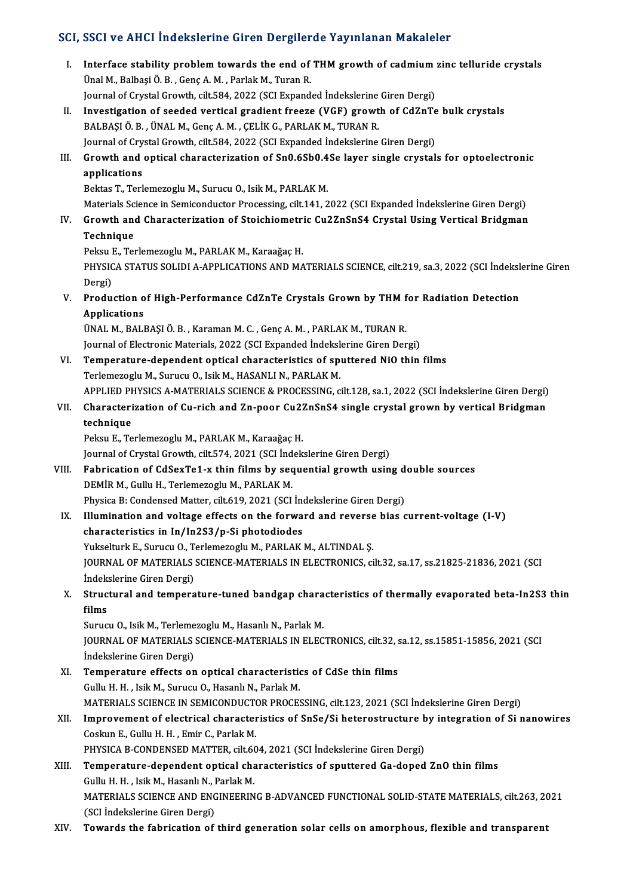## SCI, SSCI ve AHCI İndekslerine Giren Dergilerde Yayınlanan Makaleler

I. **Interface stability problem towards the end of THM growth of cadmium zinc telluride crystals**
Ünal M., Balbaşi Ö. B. , Genç A. M. , Parlak M., Turan R.
Journal of Crystal Growth, cilt.584, 2022 (SCI Expanded İndekslerine Giren Dergi)

II. **Investigation of seeded vertical gradient freeze (VGF) growth of CdZnTe bulk crystals**
BALBAŞI Ö. B. , ÜNAL M., Genç A. M. , ÇELİK G., PARLAK M., TURAN R.
Journal of Crystal Growth, cilt.584, 2022 (SCI Expanded İndekslerine Giren Dergi)

III. **Growth and optical characterization of $Sn_{0.6}Sb_{0.4}Se$ layer single crystals for optoelectronic applications**
Bektas T., Terlemezoglu M., Surucu O., Isik M., PARLAK M.
Materials Science in Semiconductor Processing, cilt.141, 2022 (SCI Expanded İndekslerine Giren Dergi)

IV. **Growth and Characterization of Stoichiometric $Cu_2ZnSnS_4$ Crystal Using Vertical Bridgman Technique**
Peksu E., Terlemezoglu M., PARLAK M., Karaağaç H.
PHYSICA STATUS SOLIDI A-APPLICATIONS AND MATERIALS SCIENCE, cilt.219, sa.3, 2022 (SCI İndekslerine Giren Dergi)

V. **Production of High-Performance CdZnTe Crystals Grown by THM for Radiation Detection Applications**
ÜNAL M., BALBAŞI Ö. B. , Karaman M. C. , Genç A. M. , PARLAK M., TURAN R.
Journal of Electronic Materials, 2022 (SCI Expanded İndekslerine Giren Dergi)

VI. **Temperature-dependent optical characteristics of sputtered NiO thin films**
Terlemezoglu M., Surucu O., Isik M., HASANLI N., PARLAK M.
APPLIED PHYSICS A-MATERIALS SCIENCE & PROCESSING, cilt.128, sa.1, 2022 (SCI İndekslerine Giren Dergi)

VII. **Characterization of Cu-rich and Zn-poor $Cu_2ZnSnS_4$ single crystal grown by vertical Bridgman technique**
Peksu E., Terlemezoglu M., PARLAK M., Karaağaç H.
Journal of Crystal Growth, cilt.574, 2021 (SCI İndekslerine Giren Dergi)

VIII. **Fabrication of $CdSe_xTe_{1-x}$ thin films by sequential growth using double sources**
DEMİR M., Gullu H., Terlemezoglu M., PARLAK M.
Physica B: Condensed Matter, cilt.619, 2021 (SCI İndekslerine Giren Dergi)

IX. **Illumination and voltage effects on the forward and reverse bias current-voltage (I-V) characteristics in $In/In_2S_3/p$-Si photodiodes**
Yukselturk E., Surucu O., Terlemezoglu M., PARLAK M., ALTINDAL Ş.
JOURNAL OF MATERIALS SCIENCE-MATERIALS IN ELECTRONICS, cilt.32, sa.17, ss.21825-21836, 2021 (SCI İndekslerine Giren Dergi)

X. **Structural and temperature-tuned bandgap characteristics of thermally evaporated beta-$In_2S_3$ thin films**
Surucu O., Isik M., Terlemezoglu M., Hasanlı N., Parlak M.
JOURNAL OF MATERIALS SCIENCE-MATERIALS IN ELECTRONICS, cilt.32, sa.12, ss.15851-15856, 2021 (SCI İndekslerine Giren Dergi)

XI. **Temperature effects on optical characteristics of CdSe thin films**
Gullu H. H. , Isik M., Surucu O., Hasanlı N., Parlak M.
MATERIALS SCIENCE IN SEMICONDUCTOR PROCESSING, cilt.123, 2021 (SCI İndekslerine Giren Dergi)

XII. **Improvement of electrical characteristics of SnSe/Si heterostructure by integration of Si nanowires**
Coskun E., Gullu H. H. , Emir C., Parlak M.
PHYSICA B-CONDENSED MATTER, cilt.604, 2021 (SCI İndekslerine Giren Dergi)

XIII. **Temperature-dependent optical characteristics of sputtered Ga-doped ZnO thin films**
Gullu H. H. , Isik M., Hasanlı N., Parlak M.
MATERIALS SCIENCE AND ENGINEERING B-ADVANCED FUNCTIONAL SOLID-STATE MATERIALS, cilt.263, 2021 (SCI İndekslerine Giren Dergi)

XIV. **Towards the fabrication of third generation solar cells on amorphous, flexible and transparent**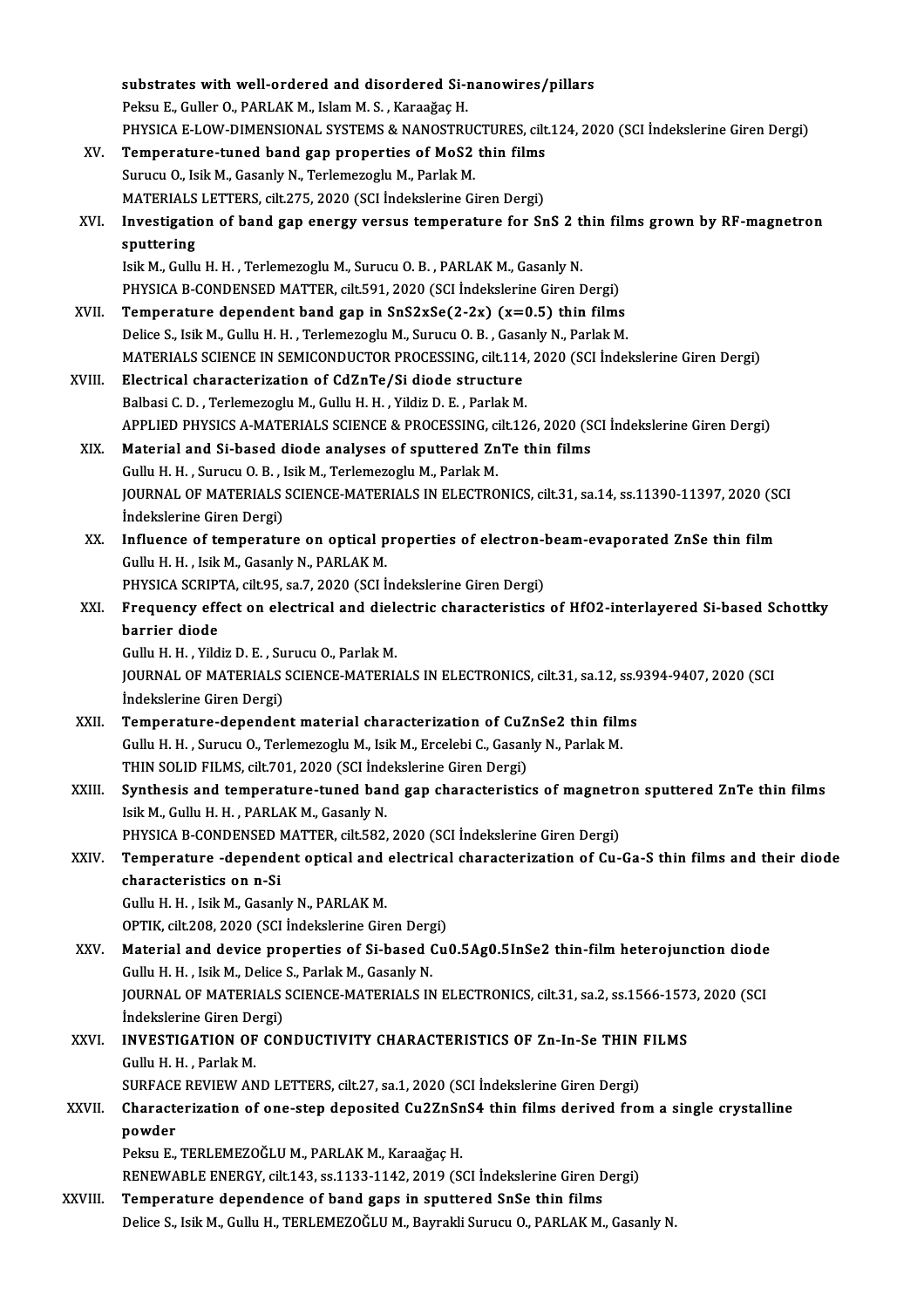substrates with well-ordered and disordered Si-nanowires/pillars
Peksu E., Guller O., PARLAK M., Islam M. S. , Karaağaç H.
PHYSICA E-LOW-DIMENSIONAL SYSTEMS & NANOSTRUCTURES, cilt.124, 2020 (SCI İndekslerine Giren Dergi)

XV. **Temperature-tuned band gap properties of $MoS_2$ thin films**
Surucu O., Isik M., Gasanly N., Terlemezoglu M., Parlak M.
MATERIALS LETTERS, cilt.275, 2020 (SCI İndekslerine Giren Dergi)

XVI. **Investigation of band gap energy versus temperature for SnS 2 thin films grown by RF-magnetron sputtering**
Isik M., Gullu H. H. , Terlemezoglu M., Surucu O. B. , PARLAK M., Gasanly N.
PHYSICA B-CONDENSED MATTER, cilt.591, 2020 (SCI İndekslerine Giren Dergi)

XVII. **Temperature dependent band gap in $SnS_{2x}Se_{(2-2x)}$ (x=0.5) thin films**
Delice S., Isik M., Gullu H. H. , Terlemezoglu M., Surucu O. B. , Gasanly N., Parlak M.
MATERIALS SCIENCE IN SEMICONDUCTOR PROCESSING, cilt.114, 2020 (SCI İndekslerine Giren Dergi)

XVIII. **Electrical characterization of CdZnTe/Si diode structure**
Balbasi C. D. , Terlemezoglu M., Gullu H. H. , Yildiz D. E. , Parlak M.
APPLIED PHYSICS A-MATERIALS SCIENCE & PROCESSING, cilt.126, 2020 (SCI İndekslerine Giren Dergi)

XIX. **Material and Si-based diode analyses of sputtered ZnTe thin films**
Gullu H. H. , Surucu O. B. , Isik M., Terlemezoglu M., Parlak M.
JOURNAL OF MATERIALS SCIENCE-MATERIALS IN ELECTRONICS, cilt.31, sa.14, ss.11390-11397, 2020 (SCI İndekslerine Giren Dergi)

XX. **Influence of temperature on optical properties of electron-beam-evaporated ZnSe thin film**
Gullu H. H. , Isik M., Gasanly N., PARLAK M.
PHYSICA SCRIPTA, cilt.95, sa.7, 2020 (SCI İndekslerine Giren Dergi)

XXI. **Frequency effect on electrical and dielectric characteristics of $HfO_2$-interlayered Si-based Schottky barrier diode**
Gullu H. H. , Yildiz D. E. , Surucu O., Parlak M.
JOURNAL OF MATERIALS SCIENCE-MATERIALS IN ELECTRONICS, cilt.31, sa.12, ss.9394-9407, 2020 (SCI İndekslerine Giren Dergi)

XXII. **Temperature-dependent material characterization of $CuZnSe_2$ thin films**
Gullu H. H. , Surucu O., Terlemezoglu M., Isik M., Ercelebi C., Gasanly N., Parlak M.
THIN SOLID FILMS, cilt.701, 2020 (SCI İndekslerine Giren Dergi)

XXIII. **Synthesis and temperature-tuned band gap characteristics of magnetron sputtered ZnTe thin films**
Isik M., Gullu H. H. , PARLAK M., Gasanly N.
PHYSICA B-CONDENSED MATTER, cilt.582, 2020 (SCI İndekslerine Giren Dergi)

XXIV. **Temperature -dependent optical and electrical characterization of Cu-Ga-S thin films and their diode characteristics on n-Si**
Gullu H. H. , Isik M., Gasanly N., PARLAK M.
OPTIK, cilt.208, 2020 (SCI İndekslerine Giren Dergi)

XXV. **Material and device properties of Si-based $Cu_{0.5}Ag_{0.5}InSe_2$ thin-film heterojunction diode**
Gullu H. H. , Isik M., Delice S., Parlak M., Gasanly N.
JOURNAL OF MATERIALS SCIENCE-MATERIALS IN ELECTRONICS, cilt.31, sa.2, ss.1566-1573, 2020 (SCI İndekslerine Giren Dergi)

XXVI. **INVESTIGATION OF CONDUCTIVITY CHARACTERISTICS OF Zn-In-Se THIN FILMS**
Gullu H. H. , Parlak M.
SURFACE REVIEW AND LETTERS, cilt.27, sa.1, 2020 (SCI İndekslerine Giren Dergi)

XXVII. **Characterization of one-step deposited $Cu_2ZnSnS_4$ thin films derived from a single crystalline powder**
Peksu E., TERLEMEZOĞLU M., PARLAK M., Karaağaç H.
RENEWABLE ENERGY, cilt.143, ss.1133-1142, 2019 (SCI İndekslerine Giren Dergi)

XXVIII. **Temperature dependence of band gaps in sputtered SnSe thin films**
Delice S., Isik M., Gullu H., TERLEMEZOĞLU M., Bayrakli Surucu O., PARLAK M., Gasanly N.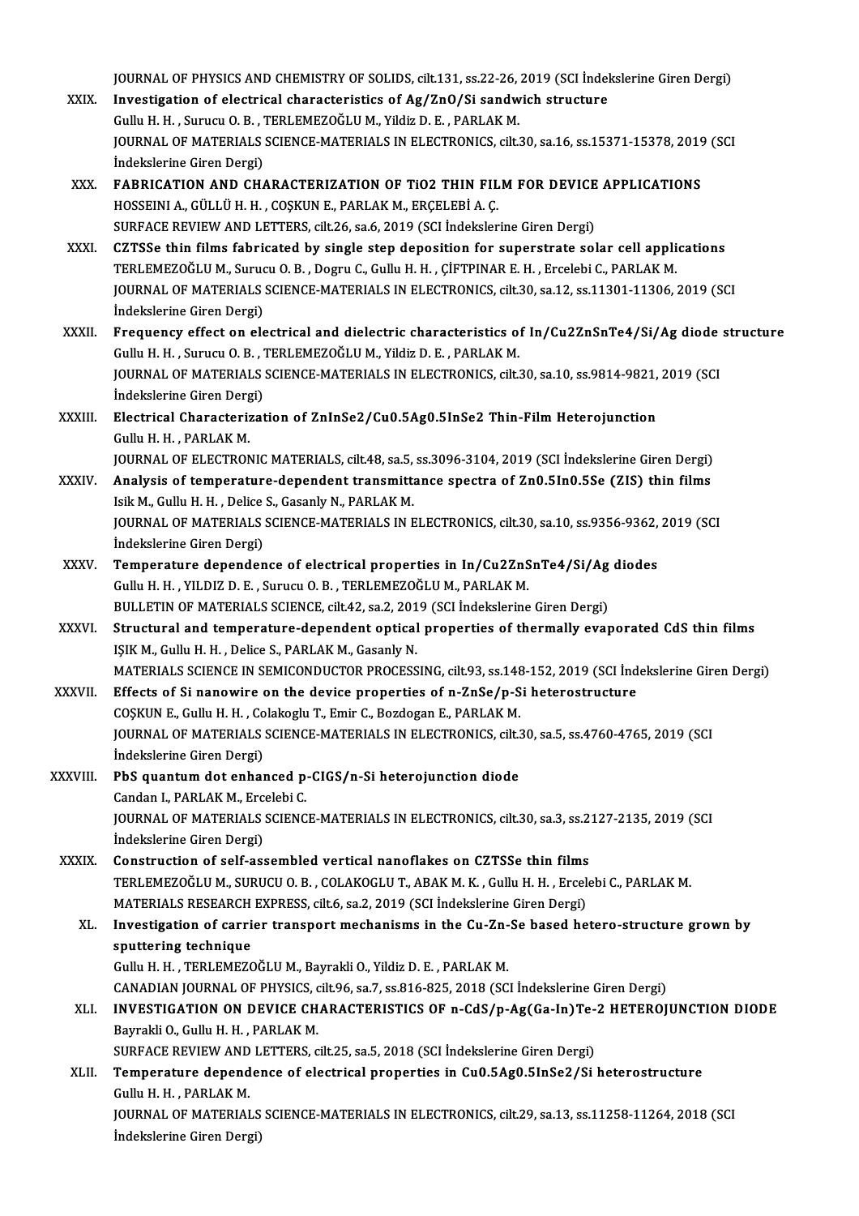JOURNAL OF PHYSICS AND CHEMISTRY OF SOLIDS, cilt.131, ss.22-26, 2019 (SCI İndekslerine Giren Dergi)

XXIX. **Investigation of electrical characteristics of Ag/ZnO/Si sandwich structure**
Gullu H. H. , Surucu O. B. , TERLEMEZOĞLU M., Yildiz D. E. , PARLAK M.
JOURNAL OF MATERIALS SCIENCE-MATERIALS IN ELECTRONICS, cilt.30, sa.16, ss.15371-15378, 2019 (SCI İndekslerine Giren Dergi)

XXX. **FABRICATION AND CHARACTERIZATION OF TiO2 THIN FILM FOR DEVICE APPLICATIONS**
HOSSEINI A., GÜLLÜ H. H. , COŞKUN E., PARLAK M., ERÇELEBİ A. Ç.
SURFACE REVIEW AND LETTERS, cilt.26, sa.6, 2019 (SCI İndekslerine Giren Dergi)

XXXI. **CZTSSe thin films fabricated by single step deposition for superstrate solar cell applications**
TERLEMEZOĞLU M., Surucu O. B. , Dogru C., Gullu H. H. , ÇİFTPINAR E. H. , Ercelebi C., PARLAK M.
JOURNAL OF MATERIALS SCIENCE-MATERIALS IN ELECTRONICS, cilt.30, sa.12, ss.11301-11306, 2019 (SCI İndekslerine Giren Dergi)

XXXII. **Frequency effect on electrical and dielectric characteristics of In/Cu2ZnSnTe4/Si/Ag diode structure**
Gullu H. H. , Surucu O. B. , TERLEMEZOĞLU M., Yildiz D. E. , PARLAK M.
JOURNAL OF MATERIALS SCIENCE-MATERIALS IN ELECTRONICS, cilt.30, sa.10, ss.9814-9821, 2019 (SCI İndekslerine Giren Dergi)

XXXIII. **Electrical Characterization of ZnInSe2/Cu0.5Ag0.5InSe2 Thin-Film Heterojunction**
Gullu H. H. , PARLAK M.
JOURNAL OF ELECTRONIC MATERIALS, cilt.48, sa.5, ss.3096-3104, 2019 (SCI İndekslerine Giren Dergi)

XXXIV. **Analysis of temperature-dependent transmittance spectra of Zn0.5In0.5Se (ZIS) thin films**
Isik M., Gullu H. H. , Delice S., Gasanly N., PARLAK M.
JOURNAL OF MATERIALS SCIENCE-MATERIALS IN ELECTRONICS, cilt.30, sa.10, ss.9356-9362, 2019 (SCI İndekslerine Giren Dergi)

XXXV. **Temperature dependence of electrical properties in In/Cu2ZnSnTe4/Si/Ag diodes**
Gullu H. H. , YILDIZ D. E. , Surucu O. B. , TERLEMEZOĞLU M., PARLAK M.
BULLETIN OF MATERIALS SCIENCE, cilt.42, sa.2, 2019 (SCI İndekslerine Giren Dergi)

XXXVI. **Structural and temperature-dependent optical properties of thermally evaporated CdS thin films**
IŞIK M., Gullu H. H. , Delice S., PARLAK M., Gasanly N.
MATERIALS SCIENCE IN SEMICONDUCTOR PROCESSING, cilt.93, ss.148-152, 2019 (SCI İndekslerine Giren Dergi)

XXXVII. **Effects of Si nanowire on the device properties of n-ZnSe/p-Si heterostructure**
COŞKUN E., Gullu H. H. , Colakoglu T., Emir C., Bozdogan E., PARLAK M.
JOURNAL OF MATERIALS SCIENCE-MATERIALS IN ELECTRONICS, cilt.30, sa.5, ss.4760-4765, 2019 (SCI İndekslerine Giren Dergi)

XXXVIII. **PbS quantum dot enhanced p-CIGS/n-Si heterojunction diode**
Candan I., PARLAK M., Ercelebi C.
JOURNAL OF MATERIALS SCIENCE-MATERIALS IN ELECTRONICS, cilt.30, sa.3, ss.2127-2135, 2019 (SCI İndekslerine Giren Dergi)

XXXIX. **Construction of self-assembled vertical nanoflakes on CZTSSe thin films**
TERLEMEZOĞLU M., SURUCU O. B. , COLAKOGLU T., ABAK M. K. , Gullu H. H. , Ercelebi C., PARLAK M.
MATERIALS RESEARCH EXPRESS, cilt.6, sa.2, 2019 (SCI İndekslerine Giren Dergi)

XL. **Investigation of carrier transport mechanisms in the Cu-Zn-Se based hetero-structure grown by sputtering technique**
Gullu H. H. , TERLEMEZOĞLU M., Bayrakli O., Yildiz D. E. , PARLAK M.
CANADIAN JOURNAL OF PHYSICS, cilt.96, sa.7, ss.816-825, 2018 (SCI İndekslerine Giren Dergi)

XLI. **INVESTIGATION ON DEVICE CHARACTERISTICS OF n-CdS/p-Ag(Ga-In)Te-2 HETEROJUNCTION DIODE**
Bayrakli O., Gullu H. H. , PARLAK M.
SURFACE REVIEW AND LETTERS, cilt.25, sa.5, 2018 (SCI İndekslerine Giren Dergi)

XLII. **Temperature dependence of electrical properties in Cu0.5Ag0.5InSe2/Si heterostructure**
Gullu H. H. , PARLAK M.
JOURNAL OF MATERIALS SCIENCE-MATERIALS IN ELECTRONICS, cilt.29, sa.13, ss.11258-11264, 2018 (SCI İndekslerine Giren Dergi)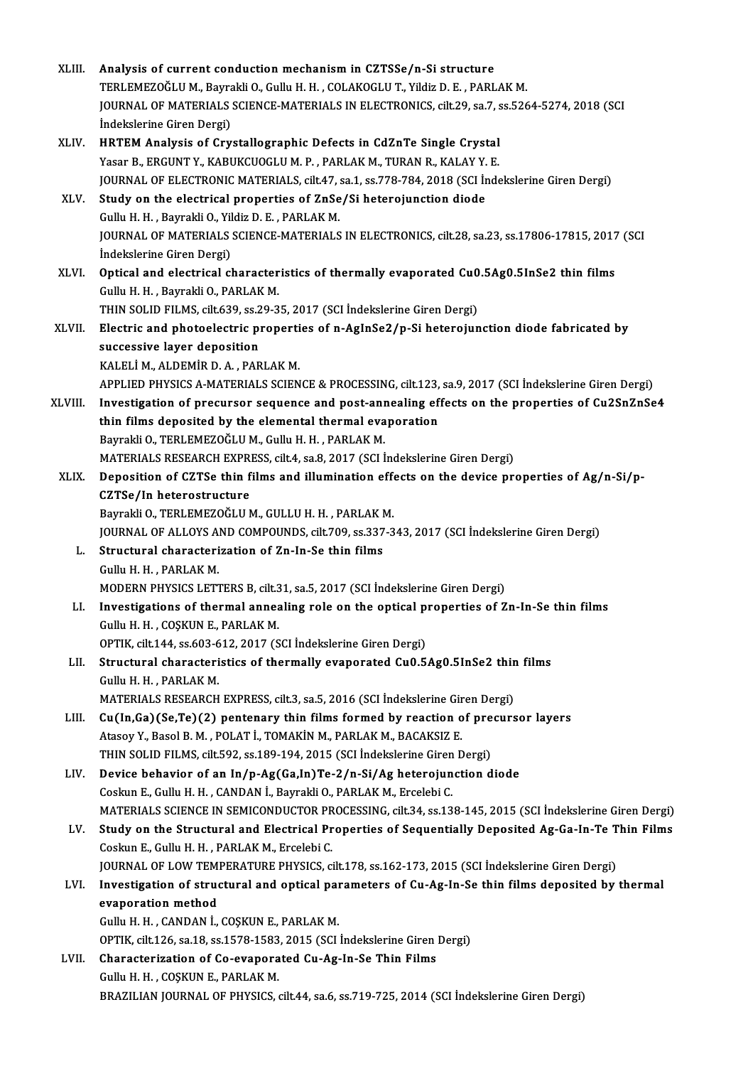XLIII. **Analysis of current conduction mechanism in CZTSSe/n-Si structure**
TERLEMEZOĞLU M., Bayrakli O., Gullu H. H. , COLAKOGLU T., Yildiz D. E. , PARLAK M.
JOURNAL OF MATERIALS SCIENCE-MATERIALS IN ELECTRONICS, cilt.29, sa.7, ss.5264-5274, 2018 (SCI İndekslerine Giren Dergi)

XLIV. **HRTEM Analysis of Crystallographic Defects in CdZnTe Single Crystal**
Yasar B., ERGUNT Y., KABUKCUOGLU M. P. , PARLAK M., TURAN R., KALAY Y. E.
JOURNAL OF ELECTRONIC MATERIALS, cilt.47, sa.1, ss.778-784, 2018 (SCI İndekslerine Giren Dergi)

XLV. **Study on the electrical properties of ZnSe/Si heterojunction diode**
Gullu H. H. , Bayrakli O., Yildiz D. E. , PARLAK M.
JOURNAL OF MATERIALS SCIENCE-MATERIALS IN ELECTRONICS, cilt.28, sa.23, ss.17806-17815, 2017 (SCI İndekslerine Giren Dergi)

XLVI. **Optical and electrical characteristics of thermally evaporated Cu0.5Ag0.5InSe2 thin films**
Gullu H. H. , Bayrakli O., PARLAK M.
THIN SOLID FILMS, cilt.639, ss.29-35, 2017 (SCI İndekslerine Giren Dergi)

XLVII. **Electric and photoelectric properties of n-AgInSe2/p-Si heterojunction diode fabricated by successive layer deposition**
KALELİ M., ALDEMİR D. A. , PARLAK M.
APPLIED PHYSICS A-MATERIALS SCIENCE & PROCESSING, cilt.123, sa.9, 2017 (SCI İndekslerine Giren Dergi)

XLVIII. **Investigation of precursor sequence and post-annealing effects on the properties of Cu2SnZnSe4 thin films deposited by the elemental thermal evaporation**
Bayrakli O., TERLEMEZOĞLU M., Gullu H. H. , PARLAK M.
MATERIALS RESEARCH EXPRESS, cilt.4, sa.8, 2017 (SCI İndekslerine Giren Dergi)

XLIX. **Deposition of CZTSe thin films and illumination effects on the device properties of Ag/n-Si/p-CZTSe/In heterostructure**
Bayrakli O., TERLEMEZOĞLU M., GULLU H. H. , PARLAK M.
JOURNAL OF ALLOYS AND COMPOUNDS, cilt.709, ss.337-343, 2017 (SCI İndekslerine Giren Dergi)

L. **Structural characterization of Zn-In-Se thin films**
Gullu H. H. , PARLAK M.
MODERN PHYSICS LETTERS B, cilt.31, sa.5, 2017 (SCI İndekslerine Giren Dergi)

LI. **Investigations of thermal annealing role on the optical properties of Zn-In-Se thin films**
Gullu H. H. , COŞKUN E., PARLAK M.
OPTIK, cilt.144, ss.603-612, 2017 (SCI İndekslerine Giren Dergi)

LII. **Structural characteristics of thermally evaporated Cu0.5Ag0.5InSe2 thin films**
Gullu H. H. , PARLAK M.
MATERIALS RESEARCH EXPRESS, cilt.3, sa.5, 2016 (SCI İndekslerine Giren Dergi)

LIII. **Cu(In,Ga)(Se,Te)(2) pentenary thin films formed by reaction of precursor layers**
Atasoy Y., Basol B. M. , POLAT İ., TOMAKİN M., PARLAK M., BACAKSIZ E.
THIN SOLID FILMS, cilt.592, ss.189-194, 2015 (SCI İndekslerine Giren Dergi)

LIV. **Device behavior of an In/p-Ag(Ga,In)Te-2/n-Si/Ag heterojunction diode**
Coskun E., Gullu H. H. , CANDAN İ., Bayrakli O., PARLAK M., Ercelebi C.
MATERIALS SCIENCE IN SEMICONDUCTOR PROCESSING, cilt.34, ss.138-145, 2015 (SCI İndekslerine Giren Dergi)

LV. **Study on the Structural and Electrical Properties of Sequentially Deposited Ag-Ga-In-Te Thin Films**
Coskun E., Gullu H. H. , PARLAK M., Ercelebi C.
JOURNAL OF LOW TEMPERATURE PHYSICS, cilt.178, ss.162-173, 2015 (SCI İndekslerine Giren Dergi)

LVI. **Investigation of structural and optical parameters of Cu-Ag-In-Se thin films deposited by thermal evaporation method**
Gullu H. H. , CANDAN İ., COŞKUN E., PARLAK M.
OPTIK, cilt.126, sa.18, ss.1578-1583, 2015 (SCI İndekslerine Giren Dergi)

LVII. **Characterization of Co-evaporated Cu-Ag-In-Se Thin Films**
Gullu H. H. , COŞKUN E., PARLAK M.
BRAZILIAN JOURNAL OF PHYSICS, cilt.44, sa.6, ss.719-725, 2014 (SCI İndekslerine Giren Dergi)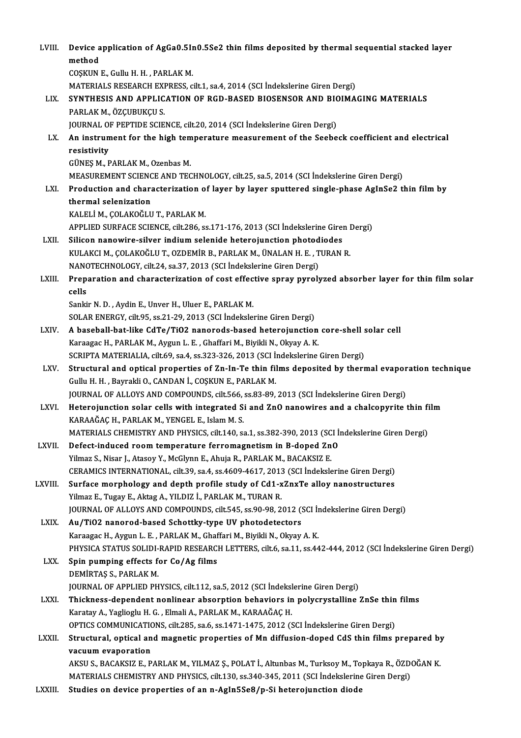LVIII. **Device application of $AgGa_{0.5}In_{0.5}Se_2$ thin films deposited by thermal sequential stacked layer method**
COŞKUN E., Gullu H. H. , PARLAK M.
MATERIALS RESEARCH EXPRESS, cilt.1, sa.4, 2014 (SCI İndekslerine Giren Dergi)

LIX. **SYNTHESIS AND APPLICATION OF RGD-BASED BIOSENSOR AND BIOIMAGING MATERIALS**
PARLAK M., ÖZÇUBUKÇU S.
JOURNAL OF PEPTIDE SCIENCE, cilt.20, 2014 (SCI İndekslerine Giren Dergi)

LX. **An instrument for the high temperature measurement of the Seebeck coefficient and electrical resistivity**
GÜNEŞ M., PARLAK M., Ozenbas M.
MEASUREMENT SCIENCE AND TECHNOLOGY, cilt.25, sa.5, 2014 (SCI İndekslerine Giren Dergi)

LXI. **Production and characterization of layer by layer sputtered single-phase $AgInSe_2$ thin film by thermal selenization**
KALELİ M., ÇOLAKOĞLU T., PARLAK M.
APPLIED SURFACE SCIENCE, cilt.286, ss.171-176, 2013 (SCI İndekslerine Giren Dergi)

LXII. **Silicon nanowire-silver indium selenide heterojunction photodiodes**
KULAKCI M., ÇOLAKOĞLU T., OZDEMİR B., PARLAK M., ÜNALAN H. E. , TURAN R.
NANOTECHNOLOGY, cilt.24, sa.37, 2013 (SCI İndekslerine Giren Dergi)

LXIII. **Preparation and characterization of cost effective spray pyrolyzed absorber layer for thin film solar cells**
Sankir N. D. , Aydin E., Unver H., Uluer E., PARLAK M.
SOLAR ENERGY, cilt.95, ss.21-29, 2013 (SCI İndekslerine Giren Dergi)

LXIV. **A baseball-bat-like $CdTe/TiO_2$ nanorods-based heterojunction core-shell solar cell**
Karaagac H., PARLAK M., Aygun L. E. , Ghaffari M., Biyikli N., Okyay A. K.
SCRIPTA MATERIALIA, cilt.69, sa.4, ss.323-326, 2013 (SCI İndekslerine Giren Dergi)

LXV. **Structural and optical properties of Zn-In-Te thin films deposited by thermal evaporation technique**
Gullu H. H. , Bayrakli O., CANDAN İ., COŞKUN E., PARLAK M.
JOURNAL OF ALLOYS AND COMPOUNDS, cilt.566, ss.83-89, 2013 (SCI İndekslerine Giren Dergi)

LXVI. **Heterojunction solar cells with integrated Si and ZnO nanowires and a chalcopyrite thin film**
KARAAĞAÇ H., PARLAK M., YENGEL E., Islam M. S.
MATERIALS CHEMISTRY AND PHYSICS, cilt.140, sa.1, ss.382-390, 2013 (SCI İndekslerine Giren Dergi)

LXVII. **Defect-induced room temperature ferromagnetism in B-doped ZnO**
Yilmaz S., Nisar J., Atasoy Y., McGlynn E., Ahuja R., PARLAK M., BACAKSIZ E.
CERAMICS INTERNATIONAL, cilt.39, sa.4, ss.4609-4617, 2013 (SCI İndekslerine Giren Dergi)

LXVIII. **Surface morphology and depth profile study of $Cd_{1-x}Zn_xTe$ alloy nanostructures**
Yilmaz E., Tugay E., Aktag A., YILDIZ İ., PARLAK M., TURAN R.
JOURNAL OF ALLOYS AND COMPOUNDS, cilt.545, ss.90-98, 2012 (SCI İndekslerine Giren Dergi)

LXIX. **$Au/TiO_2$ nanorod-based Schottky-type UV photodetectors**
Karaagac H., Aygun L. E. , PARLAK M., Ghaffari M., Biyikli N., Okyay A. K.
PHYSICA STATUS SOLIDI-RAPID RESEARCH LETTERS, cilt.6, sa.11, ss.442-444, 2012 (SCI İndekslerine Giren Dergi)

LXX. **Spin pumping effects for Co/Ag films**
DEMİRTAŞ S., PARLAK M.
JOURNAL OF APPLIED PHYSICS, cilt.112, sa.5, 2012 (SCI İndekslerine Giren Dergi)

LXXI. **Thickness-dependent nonlinear absorption behaviors in polycrystalline ZnSe thin films**
Karatay A., Yaglioglu H. G. , Elmali A., PARLAK M., KARAAĞAÇ H.
OPTICS COMMUNICATIONS, cilt.285, sa.6, ss.1471-1475, 2012 (SCI İndekslerine Giren Dergi)

LXXII. **Structural, optical and magnetic properties of Mn diffusion-doped CdS thin films prepared by vacuum evaporation**
AKSU S., BACAKSIZ E., PARLAK M., YILMAZ Ş., POLAT İ., Altunbas M., Turksoy M., Topkaya R., ÖZDOĞAN K.
MATERIALS CHEMISTRY AND PHYSICS, cilt.130, ss.340-345, 2011 (SCI İndekslerine Giren Dergi)

LXXIII. **Studies on device properties of an n-$AgIn_5Se_8$/p-Si heterojunction diode**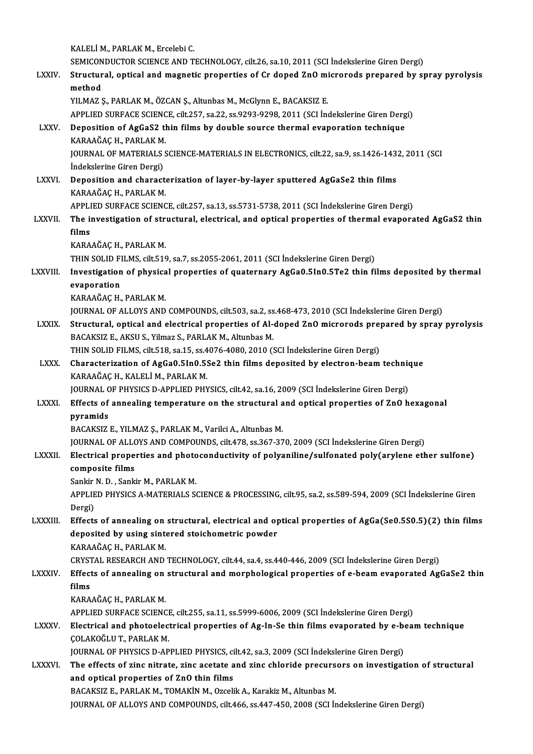KALELİ M., PARLAK M., Ercelebi C.
SEMICONDUCTOR SCIENCE AND TECHNOLOGY, cilt.26, sa.10, 2011 (SCI İndekslerine Giren Dergi)

LXXIV. **Structural, optical and magnetic properties of Cr doped ZnO microrods prepared by spray pyrolysis method**
YILMAZ Ş., PARLAK M., ÖZCAN Ş., Altunbas M., McGlynn E., BACAKSIZ E.
APPLIED SURFACE SCIENCE, cilt.257, sa.22, ss.9293-9298, 2011 (SCI İndekslerine Giren Dergi)

LXXV. **Deposition of $AgGaS_2$ thin films by double source thermal evaporation technique**
KARAAĞAÇ H., PARLAK M.
JOURNAL OF MATERIALS SCIENCE-MATERIALS IN ELECTRONICS, cilt.22, sa.9, ss.1426-1432, 2011 (SCI İndekslerine Giren Dergi)

LXXVI. **Deposition and characterization of layer-by-layer sputtered $AgGaSe_2$ thin films**
KARAAĞAÇ H., PARLAK M.
APPLIED SURFACE SCIENCE, cilt.257, sa.13, ss.5731-5738, 2011 (SCI İndekslerine Giren Dergi)

LXXVII. **The investigation of structural, electrical, and optical properties of thermal evaporated $AgGaS_2$ thin films**
KARAAĞAÇ H., PARLAK M.
THIN SOLID FILMS, cilt.519, sa.7, ss.2055-2061, 2011 (SCI İndekslerine Giren Dergi)

LXXVIII. **Investigation of physical properties of quaternary $AgGa_{0.5}In_{0.5}Te_2$ thin films deposited by thermal evaporation**
KARAAĞAÇ H., PARLAK M.
JOURNAL OF ALLOYS AND COMPOUNDS, cilt.503, sa.2, ss.468-473, 2010 (SCI İndekslerine Giren Dergi)

LXXIX. **Structural, optical and electrical properties of Al-doped ZnO microrods prepared by spray pyrolysis**
BACAKSIZ E., AKSU S., Yilmaz S., PARLAK M., Altunbas M.
THIN SOLID FILMS, cilt.518, sa.15, ss.4076-4080, 2010 (SCI İndekslerine Giren Dergi)

LXXX. **Characterization of $AgGa_{0.5}In_{0.5}Se_2$ thin films deposited by electron-beam technique**
KARAAĞAÇ H., KALELİ M., PARLAK M.
JOURNAL OF PHYSICS D-APPLIED PHYSICS, cilt.42, sa.16, 2009 (SCI İndekslerine Giren Dergi)

LXXXI. **Effects of annealing temperature on the structural and optical properties of ZnO hexagonal pyramids**
BACAKSIZ E., YILMAZ Ş., PARLAK M., Varilci A., Altunbas M.
JOURNAL OF ALLOYS AND COMPOUNDS, cilt.478, ss.367-370, 2009 (SCI İndekslerine Giren Dergi)

LXXXII. **Electrical properties and photoconductivity of polyaniline/sulfonated poly(arylene ether sulfone) composite films**
Sankir N. D. , Sankir M., PARLAK M.
APPLIED PHYSICS A-MATERIALS SCIENCE & PROCESSING, cilt.95, sa.2, ss.589-594, 2009 (SCI İndekslerine Giren Dergi)

LXXXIII. **Effects of annealing on structural, electrical and optical properties of $AgGa(Se_{0.5}S_{0.5})_{(2)}$ thin films deposited by using sintered stoichometric powder**
KARAAĞAÇ H., PARLAK M.
CRYSTAL RESEARCH AND TECHNOLOGY, cilt.44, sa.4, ss.440-446, 2009 (SCI İndekslerine Giren Dergi)

LXXXIV. **Effects of annealing on structural and morphological properties of e-beam evaporated $AgGaSe_2$ thin films**
KARAAĞAÇ H., PARLAK M.
APPLIED SURFACE SCIENCE, cilt.255, sa.11, ss.5999-6006, 2009 (SCI İndekslerine Giren Dergi)

LXXXV. **Electrical and photoelectrical properties of Ag-In-Se thin films evaporated by e-beam technique**
ÇOLAKOĞLU T., PARLAK M.
JOURNAL OF PHYSICS D-APPLIED PHYSICS, cilt.42, sa.3, 2009 (SCI İndekslerine Giren Dergi)

LXXXVI. **The effects of zinc nitrate, zinc acetate and zinc chloride precursors on investigation of structural and optical properties of ZnO thin films**
BACAKSIZ E., PARLAK M., TOMAKİN M., Ozcelik A., Karakiz M., Altunbas M.
JOURNAL OF ALLOYS AND COMPOUNDS, cilt.466, ss.447-450, 2008 (SCI İndekslerine Giren Dergi)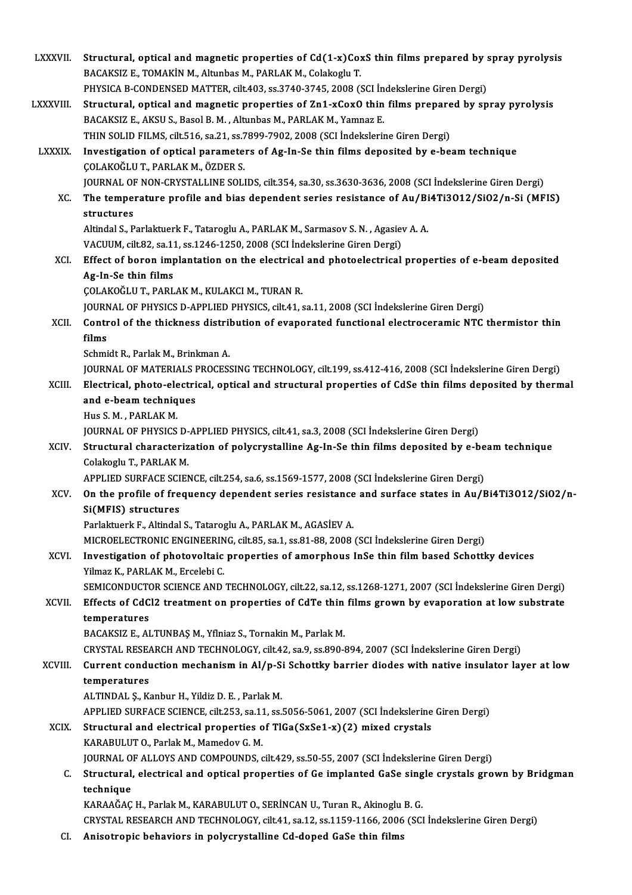LXXXVII. **Structural, optical and magnetic properties of Cd(1-x)CoxS thin films prepared by spray pyrolysis**
BACAKSIZ E., TOMAKİN M., Altunbas M., PARLAK M., Colakoglu T.
PHYSICA B-CONDENSED MATTER, cilt.403, ss.3740-3745, 2008 (SCI İndekslerine Giren Dergi)

LXXXVIII. **Structural, optical and magnetic properties of Zn1-xCoxO thin films prepared by spray pyrolysis**
BACAKSIZ E., AKSU S., Basol B. M. , Altunbas M., PARLAK M., Yamnaz E.
THIN SOLID FILMS, cilt.516, sa.21, ss.7899-7902, 2008 (SCI İndekslerine Giren Dergi)

LXXXIX. **Investigation of optical parameters of Ag-In-Se thin films deposited by e-beam technique**
ÇOLAKOĞLU T., PARLAK M., ÖZDER S.
JOURNAL OF NON-CRYSTALLINE SOLIDS, cilt.354, sa.30, ss.3630-3636, 2008 (SCI İndekslerine Giren Dergi)

XC. **The temperature profile and bias dependent series resistance of Au/Bi4Ti3O12/SiO2/n-Si (MFIS) structures**
Altindal S., Parlaktuerk F., Tataroglu A., PARLAK M., Sarmasov S. N. , Agasiev A. A.
VACUUM, cilt.82, sa.11, ss.1246-1250, 2008 (SCI İndekslerine Giren Dergi)

XCI. **Effect of boron implantation on the electrical and photoelectrical properties of e-beam deposited Ag-In-Se thin films**
ÇOLAKOĞLU T., PARLAK M., KULAKCI M., TURAN R.
JOURNAL OF PHYSICS D-APPLIED PHYSICS, cilt.41, sa.11, 2008 (SCI İndekslerine Giren Dergi)

XCII. **Control of the thickness distribution of evaporated functional electroceramic NTC thermistor thin films**
Schmidt R., Parlak M., Brinkman A.
JOURNAL OF MATERIALS PROCESSING TECHNOLOGY, cilt.199, ss.412-416, 2008 (SCI İndekslerine Giren Dergi)

XCIII. **Electrical, photo-electrical, optical and structural properties of CdSe thin films deposited by thermal and e-beam techniques**
Hus S. M. , PARLAK M.
JOURNAL OF PHYSICS D-APPLIED PHYSICS, cilt.41, sa.3, 2008 (SCI İndekslerine Giren Dergi)

XCIV. **Structural characterization of polycrystalline Ag-In-Se thin films deposited by e-beam technique**
Colakoglu T., PARLAK M.
APPLIED SURFACE SCIENCE, cilt.254, sa.6, ss.1569-1577, 2008 (SCI İndekslerine Giren Dergi)

XCV. **On the profile of frequency dependent series resistance and surface states in Au/Bi4Ti3O12/SiO2/n-Si(MFIS) structures**
Parlaktuerk F., Altindal S., Tataroglu A., PARLAK M., AGASİEV A.
MICROELECTRONIC ENGINEERING, cilt.85, sa.1, ss.81-88, 2008 (SCI İndekslerine Giren Dergi)

XCVI. **Investigation of photovoltaic properties of amorphous InSe thin film based Schottky devices**
Yilmaz K., PARLAK M., Ercelebi C.
SEMICONDUCTOR SCIENCE AND TECHNOLOGY, cilt.22, sa.12, ss.1268-1271, 2007 (SCI İndekslerine Giren Dergi)

XCVII. **Effects of CdCl2 treatment on properties of CdTe thin films grown by evaporation at low substrate temperatures**
BACAKSIZ E., ALTUNBAŞ M., Yflniaz S., Tornakin M., Parlak M.
CRYSTAL RESEARCH AND TECHNOLOGY, cilt.42, sa.9, ss.890-894, 2007 (SCI İndekslerine Giren Dergi)

XCVIII. **Current conduction mechanism in Al/p-Si Schottky barrier diodes with native insulator layer at low temperatures**
ALTINDAL Ş., Kanbur H., Yildiz D. E. , Parlak M.
APPLIED SURFACE SCIENCE, cilt.253, sa.11, ss.5056-5061, 2007 (SCI İndekslerine Giren Dergi)

XCIX. **Structural and electrical properties of TlGa(SxSe1-x)(2) mixed crystals**
KARABULUT O., Parlak M., Mamedov G. M.
JOURNAL OF ALLOYS AND COMPOUNDS, cilt.429, ss.50-55, 2007 (SCI İndekslerine Giren Dergi)

C. **Structural, electrical and optical properties of Ge implanted GaSe single crystals grown by Bridgman technique**
KARAAĞAÇ H., Parlak M., KARABULUT O., SERİNCAN U., Turan R., Akinoglu B. G.
CRYSTAL RESEARCH AND TECHNOLOGY, cilt.41, sa.12, ss.1159-1166, 2006 (SCI İndekslerine Giren Dergi)

CI. **Anisotropic behaviors in polycrystalline Cd-doped GaSe thin films**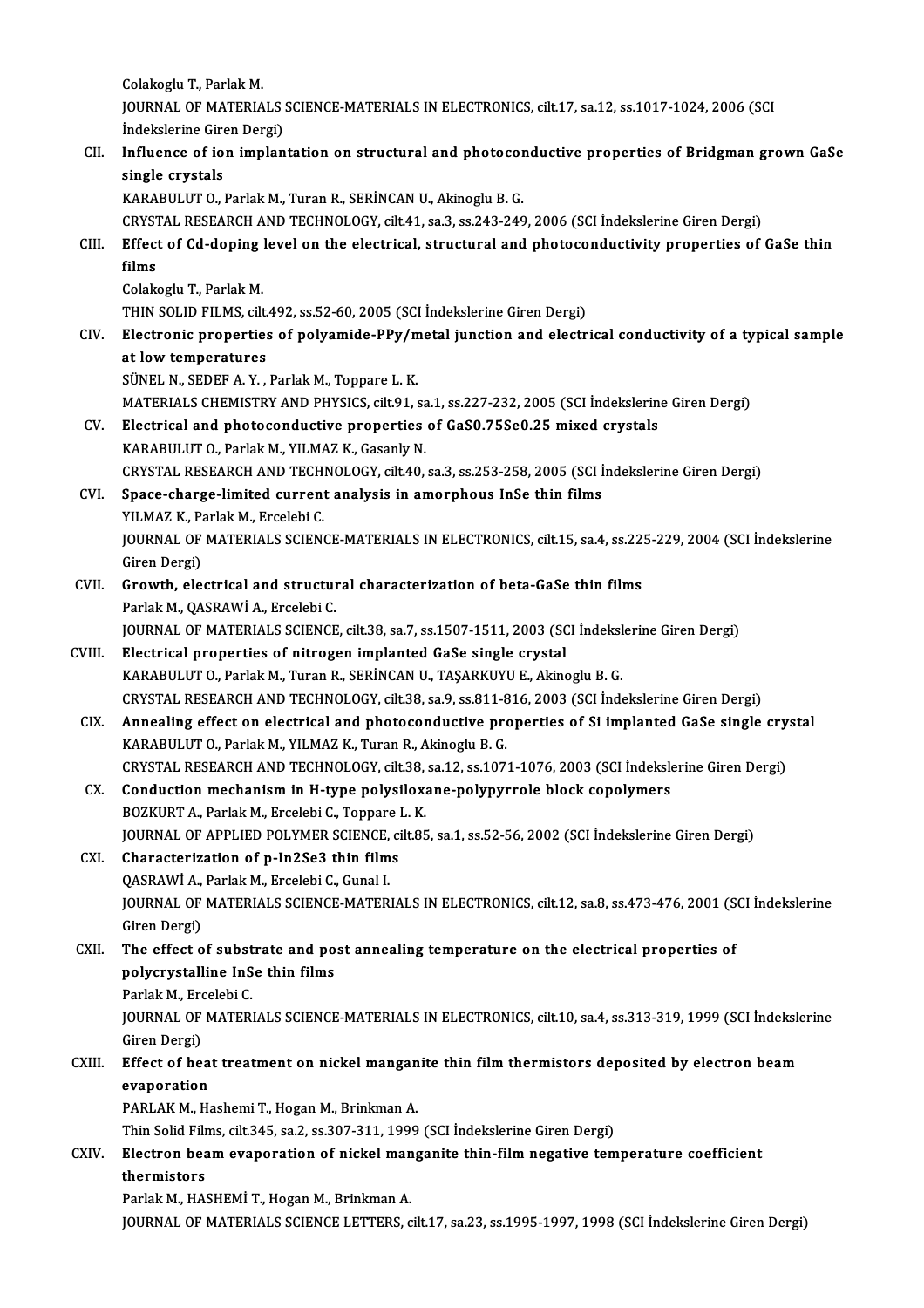Colakoglu T., Parlak M.
JOURNAL OF MATERIALS SCIENCE-MATERIALS IN ELECTRONICS, cilt.17, sa.12, ss.1017-1024, 2006 (SCI İndekslerine Giren Dergi)

CII. **Influence of ion implantation on structural and photoconductive properties of Bridgman grown GaSe single crystals**
KARABULUT O., Parlak M., Turan R., SERİNCAN U., Akinoglu B. G.
CRYSTAL RESEARCH AND TECHNOLOGY, cilt.41, sa.3, ss.243-249, 2006 (SCI İndekslerine Giren Dergi)

CIII. **Effect of Cd-doping level on the electrical, structural and photoconductivity properties of GaSe thin films**
Colakoglu T., Parlak M.
THIN SOLID FILMS, cilt.492, ss.52-60, 2005 (SCI İndekslerine Giren Dergi)

CIV. **Electronic properties of polyamide-PPy/metal junction and electrical conductivity of a typical sample at low temperatures**
SÜNEL N., SEDEF A. Y. , Parlak M., Toppare L. K.
MATERIALS CHEMISTRY AND PHYSICS, cilt.91, sa.1, ss.227-232, 2005 (SCI İndekslerine Giren Dergi)

CV. **Electrical and photoconductive properties of GaS0.75Se0.25 mixed crystals**
KARABULUT O., Parlak M., YILMAZ K., Gasanly N.
CRYSTAL RESEARCH AND TECHNOLOGY, cilt.40, sa.3, ss.253-258, 2005 (SCI İndekslerine Giren Dergi)

CVI. **Space-charge-limited current analysis in amorphous InSe thin films**
YILMAZ K., Parlak M., Ercelebi C.
JOURNAL OF MATERIALS SCIENCE-MATERIALS IN ELECTRONICS, cilt.15, sa.4, ss.225-229, 2004 (SCI İndekslerine Giren Dergi)

CVII. **Growth, electrical and structural characterization of beta-GaSe thin films**
Parlak M., QASRAWİ A., Ercelebi C.
JOURNAL OF MATERIALS SCIENCE, cilt.38, sa.7, ss.1507-1511, 2003 (SCI İndekslerine Giren Dergi)

CVIII. **Electrical properties of nitrogen implanted GaSe single crystal**
KARABULUT O., Parlak M., Turan R., SERİNCAN U., TAŞARKUYU E., Akinoglu B. G.
CRYSTAL RESEARCH AND TECHNOLOGY, cilt.38, sa.9, ss.811-816, 2003 (SCI İndekslerine Giren Dergi)

CIX. **Annealing effect on electrical and photoconductive properties of Si implanted GaSe single crystal**
KARABULUT O., Parlak M., YILMAZ K., Turan R., Akinoglu B. G.
CRYSTAL RESEARCH AND TECHNOLOGY, cilt.38, sa.12, ss.1071-1076, 2003 (SCI İndekslerine Giren Dergi)

CX. **Conduction mechanism in H-type polysiloxane-polypyrrole block copolymers**
BOZKURT A., Parlak M., Ercelebi C., Toppare L. K.
JOURNAL OF APPLIED POLYMER SCIENCE, cilt.85, sa.1, ss.52-56, 2002 (SCI İndekslerine Giren Dergi)

CXI. **Characterization of p-In2Se3 thin films**
QASRAWİ A., Parlak M., Ercelebi C., Gunal I.
JOURNAL OF MATERIALS SCIENCE-MATERIALS IN ELECTRONICS, cilt.12, sa.8, ss.473-476, 2001 (SCI İndekslerine Giren Dergi)

CXII. **The effect of substrate and post annealing temperature on the electrical properties of polycrystalline InSe thin films**
Parlak M., Ercelebi C.
JOURNAL OF MATERIALS SCIENCE-MATERIALS IN ELECTRONICS, cilt.10, sa.4, ss.313-319, 1999 (SCI İndekslerine Giren Dergi)

CXIII. **Effect of heat treatment on nickel manganite thin film thermistors deposited by electron beam evaporation**
PARLAK M., Hashemi T., Hogan M., Brinkman A.
Thin Solid Films, cilt.345, sa.2, ss.307-311, 1999 (SCI İndekslerine Giren Dergi)

CXIV. **Electron beam evaporation of nickel manganite thin-film negative temperature coefficient thermistors**
Parlak M., HASHEMİ T., Hogan M., Brinkman A.
JOURNAL OF MATERIALS SCIENCE LETTERS, cilt.17, sa.23, ss.1995-1997, 1998 (SCI İndekslerine Giren Dergi)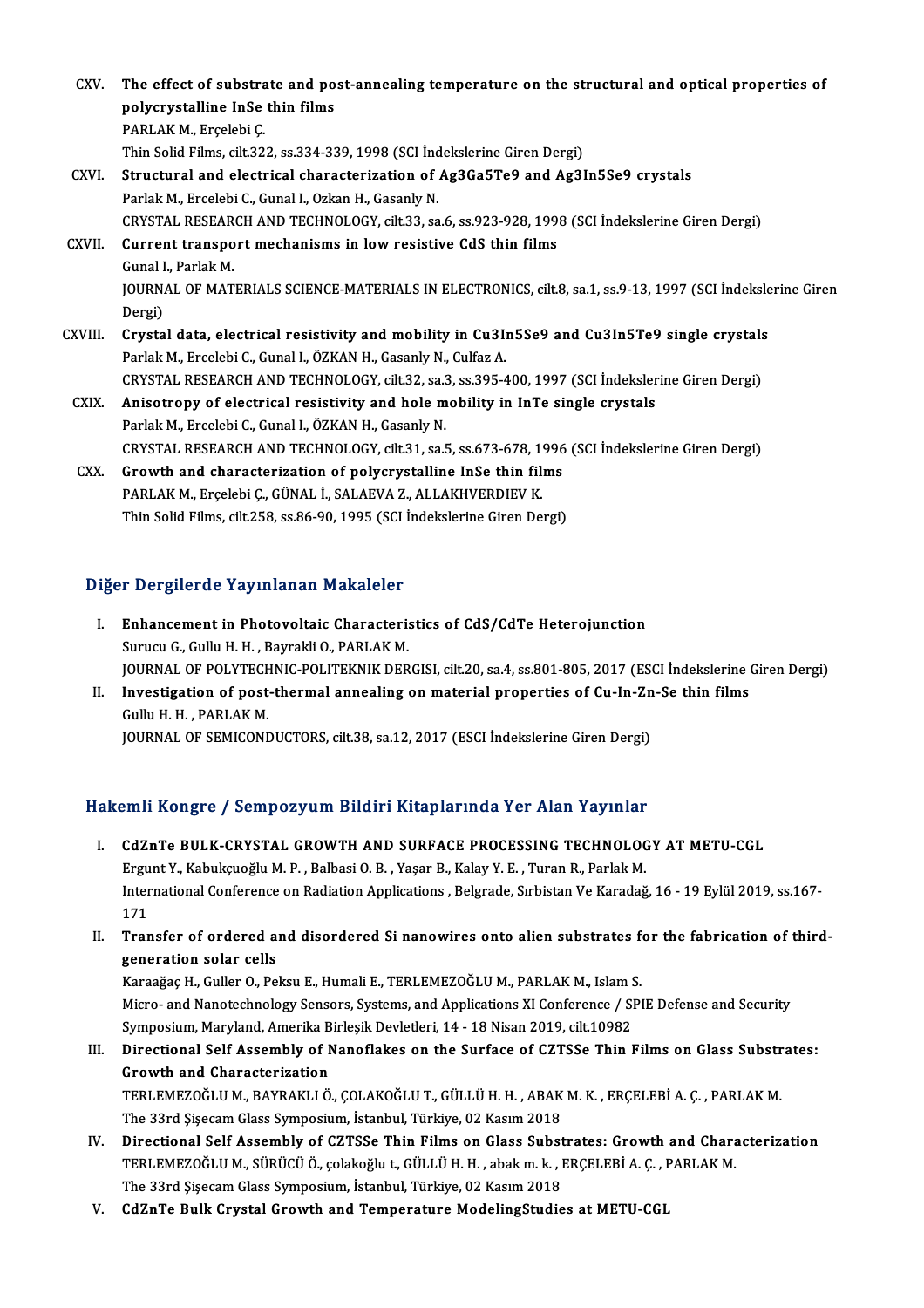CXV. **The effect of substrate and post-annealing temperature on the structural and optical properties of polycrystalline InSe thin films**
PARLAK M., Erçelebi Ç.
Thin Solid Films, cilt.322, ss.334-339, 1998 (SCI İndekslerine Giren Dergi)

CXVI. **Structural and electrical characterization of $Ag_3Ga_5Te_9$ and $Ag_3In_5Se_9$ crystals**
Parlak M., Ercelebi C., Gunal I., Ozkan H., Gasanly N.
CRYSTAL RESEARCH AND TECHNOLOGY, cilt.33, sa.6, ss.923-928, 1998 (SCI İndekslerine Giren Dergi)

CXVII. **Current transport mechanisms in low resistive CdS thin films**
Gunal I., Parlak M.
JOURNAL OF MATERIALS SCIENCE-MATERIALS IN ELECTRONICS, cilt.8, sa.1, ss.9-13, 1997 (SCI İndekslerine Giren Dergi)

CXVIII. **Crystal data, electrical resistivity and mobility in $Cu_3In_5Se_9$ and $Cu_3In_5Te_9$ single crystals**
Parlak M., Ercelebi C., Gunal I., ÖZKAN H., Gasanly N., Culfaz A.
CRYSTAL RESEARCH AND TECHNOLOGY, cilt.32, sa.3, ss.395-400, 1997 (SCI İndekslerine Giren Dergi)

CXIX. **Anisotropy of electrical resistivity and hole mobility in InTe single crystals**
Parlak M., Ercelebi C., Gunal I., ÖZKAN H., Gasanly N.
CRYSTAL RESEARCH AND TECHNOLOGY, cilt.31, sa.5, ss.673-678, 1996 (SCI İndekslerine Giren Dergi)

CXX. **Growth and characterization of polycrystalline InSe thin films**
PARLAK M., Erçelebi Ç., GÜNAL İ., SALAEVA Z., ALLAKHVERDIEV K.
Thin Solid Films, cilt.258, ss.86-90, 1995 (SCI İndekslerine Giren Dergi)

## Diğer Dergilerde Yayınlanan Makaleler

I. **Enhancement in Photovoltaic Characteristics of CdS/CdTe Heterojunction**
Surucu G., Gullu H. H., Bayrakli O., PARLAK M.
JOURNAL OF POLYTECHNIC-POLITEKNIK DERGISI, cilt.20, sa.4, ss.801-805, 2017 (ESCI İndekslerine Giren Dergi)

II. **Investigation of post-thermal annealing on material properties of Cu-In-Zn-Se thin films**
Gullu H. H., PARLAK M.
JOURNAL OF SEMICONDUCTORS, cilt.38, sa.12, 2017 (ESCI İndekslerine Giren Dergi)

## Hakemli Kongre / Sempozyum Bildiri Kitaplarında Yer Alan Yayınlar

I. **CdZnTe BULK-CRYSTAL GROWTH AND SURFACE PROCESSING TECHNOLOGY AT METU-CGL**
Ergunt Y., Kabukçuoğlu M. P., Balbasi O. B., Yaşar B., Kalay Y. E., Turan R., Parlak M.
International Conference on Radiation Applications, Belgrade, Sırbistan Ve Karadağ, 16 - 19 Eylül 2019, ss.167-171

II. **Transfer of ordered and disordered Si nanowires onto alien substrates for the fabrication of third-generation solar cells**
Karaağaç H., Guller O., Peksu E., Humali E., TERLEMEZOĞLU M., PARLAK M., Islam S.
Micro- and Nanotechnology Sensors, Systems, and Applications XI Conference / SPIE Defense and Security Symposium, Maryland, Amerika Birleşik Devletleri, 14 - 18 Nisan 2019, cilt.10982

III. **Directional Self Assembly of Nanoflakes on the Surface of CZTSSe Thin Films on Glass Substrates: Growth and Characterization**
TERLEMEZOĞLU M., BAYRAKLI Ö., ÇOLAKOĞLU T., GÜLLÜ H. H., ABAK M. K., ERÇELEBİ A. Ç., PARLAK M.
The 33rd Şişecam Glass Symposium, İstanbul, Türkiye, 02 Kasım 2018

IV. **Directional Self Assembly of CZTSSe Thin Films on Glass Substrates: Growth and Characterization**
TERLEMEZOĞLU M., SÜRÜCÜ Ö., çolakoğlu t., GÜLLÜ H. H., abak m. k., ERÇELEBİ A. Ç., PARLAK M.
The 33rd Şişecam Glass Symposium, İstanbul, Türkiye, 02 Kasım 2018

V. **CdZnTe Bulk Crystal Growth and Temperature ModelingStudies at METU-CGL**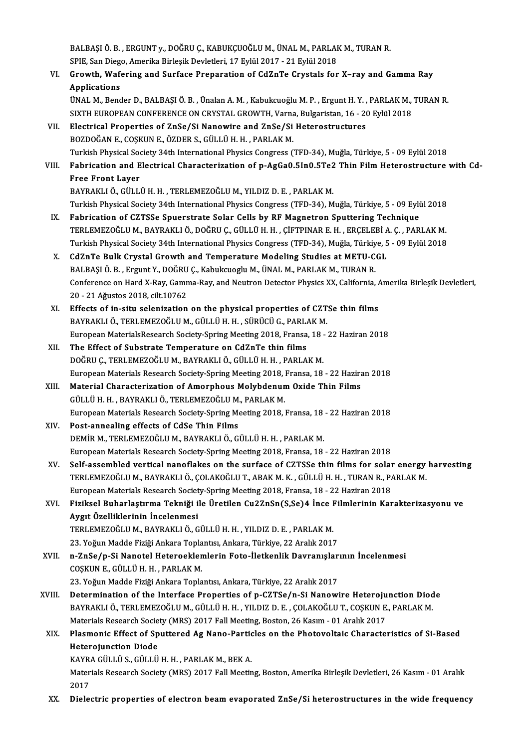BALBAŞI Ö. B. , ERGUNT y., DOĞRU Ç., KABUKÇUOĞLU M., ÜNAL M., PARLAK M., TURAN R.
SPIE, San Diego, Amerika Birleşik Devletleri, 17 Eylül 2017 - 21 Eylül 2018

VI. **Growth, Wafering and Surface Preparation of CdZnTe Crystals for X–ray and Gamma Ray Applications**
ÜNAL M., Bender D., BALBAŞI Ö. B. , Ünalan A. M. , Kabukcuoğlu M. P. , Ergunt H. Y. , PARLAK M., TURAN R.
SIXTH EUROPEAN CONFERENCE ON CRYSTAL GROWTH, Varna, Bulgaristan, 16 - 20 Eylül 2018

VII. **Electrical Properties of ZnSe/Si Nanowire and ZnSe/Si Heterostructures**
BOZDOĞAN E., COŞKUN E., ÖZDER S., GÜLLÜ H. H. , PARLAK M.
Turkish Physical Society 34th International Physics Congress (TFD-34), Muğla, Türkiye, 5 - 09 Eylül 2018

VIII. **Fabrication and Electrical Characterization of p-AgGa0.5In0.5Te2 Thin Film Heterostructure with Cd-Free Front Layer**
BAYRAKLI Ö., GÜLLÜ H. H. , TERLEMEZOĞLU M., YILDIZ D. E. , PARLAK M.
Turkish Physical Society 34th International Physics Congress (TFD-34), Muğla, Türkiye, 5 - 09 Eylül 2018

IX. **Fabrication of CZTSSe Spuerstrate Solar Cells by RF Magnetron Sputtering Technique**
TERLEMEZOĞLU M., BAYRAKLI Ö., DOĞRU Ç., GÜLLÜ H. H. , ÇİFTPINAR E. H. , ERÇELEBİ A. Ç. , PARLAK M.
Turkish Physical Society 34th International Physics Congress (TFD-34), Muğla, Türkiye, 5 - 09 Eylül 2018

X. **CdZnTe Bulk Crystal Growth and Temperature Modeling Studies at METU-CGL**
BALBAŞI Ö. B. , Ergunt Y., DOĞRU Ç., Kabukcuoglu M., ÜNAL M., PARLAK M., TURAN R.
Conference on Hard X-Ray, Gamma-Ray, and Neutron Detector Physics XX, California, Amerika Birleşik Devletleri, 20 - 21 Ağustos 2018, cilt.10762

XI. **Effects of in-situ selenization on the physical properties of CZTSe thin films**
BAYRAKLI Ö., TERLEMEZOĞLU M., GÜLLÜ H. H. , SÜRÜCÜ G., PARLAK M.
European MaterialsResearch Society-Spring Meeting 2018, Fransa, 18 - 22 Haziran 2018

XII. **The Effect of Substrate Temperature on CdZnTe thin films**
DOĞRU Ç., TERLEMEZOĞLU M., BAYRAKLI Ö., GÜLLÜ H. H. , PARLAK M.
European Materials Research Society-Spring Meeting 2018, Fransa, 18 - 22 Haziran 2018

XIII. **Material Characterization of Amorphous Molybdenum Oxide Thin Films**
GÜLLÜ H. H. , BAYRAKLI Ö., TERLEMEZOĞLU M., PARLAK M.
European Materials Research Society-Spring Meeting 2018, Fransa, 18 - 22 Haziran 2018

XIV. **Post-annealing effects of CdSe Thin Films**
DEMİR M., TERLEMEZOĞLU M., BAYRAKLI Ö., GÜLLÜ H. H. , PARLAK M.
European Materials Research Society-Spring Meeting 2018, Fransa, 18 - 22 Haziran 2018

XV. **Self-assembled vertical nanoflakes on the surface of CZTSSe thin films for solar energy harvesting**
TERLEMEZOĞLU M., BAYRAKLI Ö., ÇOLAKOĞLU T., ABAK M. K. , GÜLLÜ H. H. , TURAN R., PARLAK M.
European Materials Research Society-Spring Meeting 2018, Fransa, 18 - 22 Haziran 2018

XVI. **Fiziksel Buharlaştırma Tekniği ile Üretilen Cu2ZnSn(S,Se)4 İnce Filmlerinin Karakterizasyonu ve Aygıt Özelliklerinin İncelenmesi**
TERLEMEZOĞLU M., BAYRAKLI Ö., GÜLLÜ H. H. , YILDIZ D. E. , PARLAK M.
23. Yoğun Madde Fiziği Ankara Toplantısı, Ankara, Türkiye, 22 Aralık 2017

XVII. **n-ZnSe/p-Si Nanotel Heteroeklemlerin Foto-İletkenlik Davranışlarının İncelenmesi**
COŞKUN E., GÜLLÜ H. H. , PARLAK M.
23. Yoğun Madde Fiziği Ankara Toplantısı, Ankara, Türkiye, 22 Aralık 2017

XVIII. **Determination of the Interface Properties of p-CZTSe/n-Si Nanowire Heterojunction Diode**
BAYRAKLI Ö., TERLEMEZOĞLU M., GÜLLÜ H. H. , YILDIZ D. E. , ÇOLAKOĞLU T., COŞKUN E., PARLAK M.
Materials Research Society (MRS) 2017 Fall Meeting, Boston, 26 Kasım - 01 Aralık 2017

XIX. **Plasmonic Effect of Sputtered Ag Nano-Particles on the Photovoltaic Characteristics of Si-Based Heterojunction Diode**
KAYRA GÜLLÜ S., GÜLLÜ H. H. , PARLAK M., BEK A.
Materials Research Society (MRS) 2017 Fall Meeting, Boston, Amerika Birleşik Devletleri, 26 Kasım - 01 Aralık 2017

XX. **Dielectric properties of electron beam evaporated ZnSe/Si heterostructures in the wide frequency**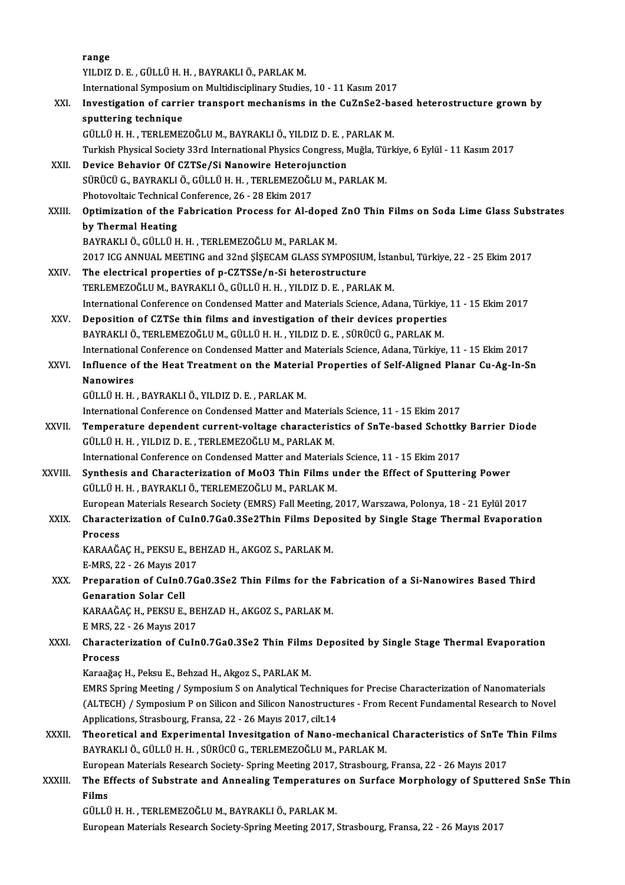range
YILDIZ D. E. , GÜLLÜ H. H. , BAYRAKLI Ö., PARLAK M.
International Symposium on Multidisciplinary Studies, 10 - 11 Kasım 2017

XXI. **Investigation of carrier transport mechanisms in the CuZnSe2-based heterostructure grown by sputtering technique**
GÜLLÜ H. H. , TERLEMEZOĞLU M., BAYRAKLI Ö., YILDIZ D. E. , PARLAK M.
Turkish Physical Society 33rd International Physics Congress, Muğla, Türkiye, 6 Eylül - 11 Kasım 2017

XXII. **Device Behavior Of CZTSe/Si Nanowire Heterojunction**
SÜRÜCÜ G., BAYRAKLI Ö., GÜLLÜ H. H. , TERLEMEZOĞLU M., PARLAK M.
Photovoltaic Technical Conference, 26 - 28 Ekim 2017

XXIII. **Optimization of the Fabrication Process for Al-doped ZnO Thin Films on Soda Lime Glass Substrates by Thermal Heating**
BAYRAKLI Ö., GÜLLÜ H. H. , TERLEMEZOĞLU M., PARLAK M.
2017 ICG ANNUAL MEETING and 32nd ŞİŞECAM GLASS SYMPOSIUM, İstanbul, Türkiye, 22 - 25 Ekim 2017

XXIV. **The electrical properties of p-CZTSSe/n-Si heterostructure**
TERLEMEZOĞLU M., BAYRAKLI Ö., GÜLLÜ H. H. , YILDIZ D. E. , PARLAK M.
International Conference on Condensed Matter and Materials Science, Adana, Türkiye, 11 - 15 Ekim 2017

XXV. **Deposition of CZTSe thin films and investigation of their devices properties**
BAYRAKLI Ö., TERLEMEZOĞLU M., GÜLLÜ H. H. , YILDIZ D. E. , SÜRÜCÜ G., PARLAK M.
International Conference on Condensed Matter and Materials Science, Adana, Türkiye, 11 - 15 Ekim 2017

XXVI. **Influence of the Heat Treatment on the Material Properties of Self-Aligned Planar Cu-Ag-In-Sn Nanowires**
GÜLLÜ H. H. , BAYRAKLI Ö., YILDIZ D. E. , PARLAK M.
International Conference on Condensed Matter and Materials Science, 11 - 15 Ekim 2017

XXVII. **Temperature dependent current-voltage characteristics of SnTe-based Schottky Barrier Diode**
GÜLLÜ H. H. , YILDIZ D. E. , TERLEMEZOĞLU M., PARLAK M.
International Conference on Condensed Matter and Materials Science, 11 - 15 Ekim 2017

XXVIII. **Synthesis and Characterization of MoO3 Thin Films under the Effect of Sputtering Power**
GÜLLÜ H. H. , BAYRAKLI Ö., TERLEMEZOĞLU M., PARLAK M.
European Materials Research Society (EMRS) Fall Meeting, 2017, Warszawa, Polonya, 18 - 21 Eylül 2017

XXIX. **Characterization of CuIn0.7Ga0.3Se2Thin Films Deposited by Single Stage Thermal Evaporation Process**
KARAAĞAÇ H., PEKSU E., BEHZAD H., AKGOZ S., PARLAK M.
E-MRS, 22 - 26 Mayıs 2017

XXX. **Preparation of CuIn0.7Ga0.3Se2 Thin Films for the Fabrication of a Si-Nanowires Based Third Genaration Solar Cell**
KARAAĞAÇ H., PEKSU E., BEHZAD H., AKGOZ S., PARLAK M.
E MRS, 22 - 26 Mayıs 2017

XXXI. **Characterization of CuIn0.7Ga0.3Se2 Thin Films Deposited by Single Stage Thermal Evaporation Process**
Karaağaç H., Peksu E., Behzad H., Akgoz S., PARLAK M.
EMRS Spring Meeting / Symposium S on Analytical Techniques for Precise Characterization of Nanomaterials (ALTECH) / Symposium P on Silicon and Silicon Nanostructures - From Recent Fundamental Research to Novel Applications, Strasbourg, Fransa, 22 - 26 Mayıs 2017, cilt.14

XXXII. **Theoretical and Experimental Invesitgation of Nano-mechanical Characteristics of SnTe Thin Films**
BAYRAKLI Ö., GÜLLÜ H. H. , SÜRÜCÜ G., TERLEMEZOĞLU M., PARLAK M.
European Materials Research Society- Spring Meeting 2017, Strasbourg, Fransa, 22 - 26 Mayıs 2017

XXXIII. **The Effects of Substrate and Annealing Temperatures on Surface Morphology of Sputtered SnSe Thin Films**
GÜLLÜ H. H. , TERLEMEZOĞLU M., BAYRAKLI Ö., PARLAK M.
European Materials Research Society-Spring Meeting 2017, Strasbourg, Fransa, 22 - 26 Mayıs 2017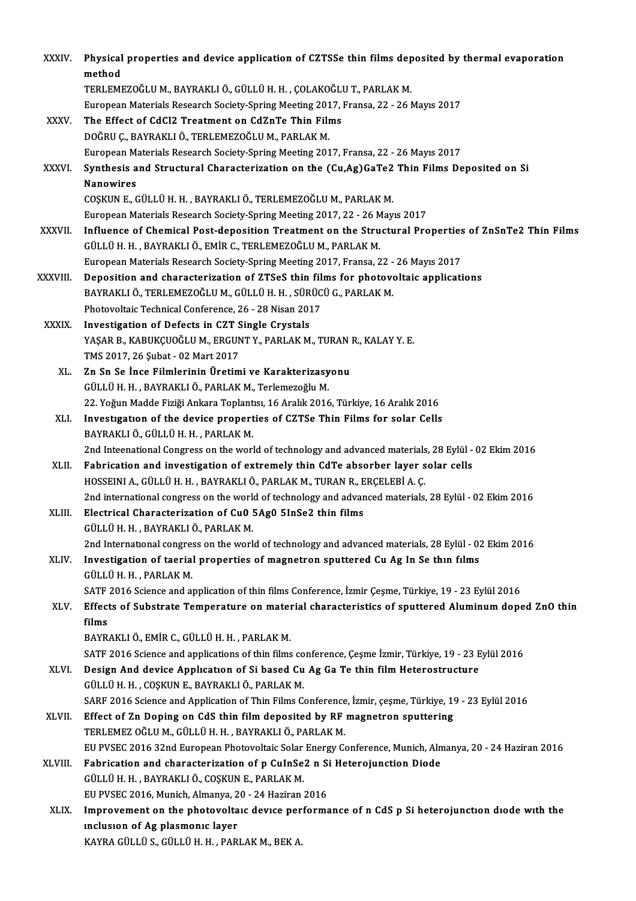XXXIV. **Physical properties and device application of CZTSSe thin films deposited by thermal evaporation method**
TERLEMEZOĞLU M., BAYRAKLI Ö., GÜLLÜ H. H. , ÇOLAKOĞLU T., PARLAK M.
European Materials Research Society-Spring Meeting 2017, Fransa, 22 - 26 Mayıs 2017

XXXV. **The Effect of CdCl2 Treatment on CdZnTe Thin Films**
DOĞRU Ç., BAYRAKLI Ö., TERLEMEZOĞLU M., PARLAK M.
European Materials Research Society-Spring Meeting 2017, Fransa, 22 - 26 Mayıs 2017

XXXVI. **Synthesis and Structural Characterization on the (Cu,Ag)GaTe2 Thin Films Deposited on Si Nanowires**
COŞKUN E., GÜLLÜ H. H. , BAYRAKLI Ö., TERLEMEZOĞLU M., PARLAK M.
European Materials Research Society-Spring Meeting 2017, 22 - 26 Mayıs 2017

XXXVII. **Influence of Chemical Post-deposition Treatment on the Structural Properties of ZnSnTe2 Thin Films**
GÜLLÜ H. H. , BAYRAKLI Ö., EMİR C., TERLEMEZOĞLU M., PARLAK M.
European Materials Research Society-Spring Meeting 2017, Fransa, 22 - 26 Mayıs 2017

XXXVIII. **Deposition and characterization of ZTSeS thin films for photovoltaic applications**
BAYRAKLI Ö., TERLEMEZOĞLU M., GÜLLÜ H. H. , SÜRÜCÜ G., PARLAK M.
Photovoltaic Technical Conference, 26 - 28 Nisan 2017

XXXIX. **Investigation of Defects in CZT Single Crystals**
YAŞAR B., KABUKÇUOĞLU M., ERGUNT Y., PARLAK M., TURAN R., KALAY Y. E.
TMS 2017, 26 Şubat - 02 Mart 2017

XL. **Zn Sn Se İnce Filmlerinin Üretimi ve Karakterizasyonu**
GÜLLÜ H. H. , BAYRAKLI Ö., PARLAK M., Terlemezoğlu M.
22. Yoğun Madde Fiziği Ankara Toplantısı, 16 Aralık 2016, Türkiye, 16 Aralık 2016

XLI. **Investıgatıon of the device properties of CZTSe Thin Films for solar Cells**
BAYRAKLI Ö., GÜLLÜ H. H. , PARLAK M.
2nd Inteenational Congress on the world of technology and advanced materials, 28 Eylül - 02 Ekim 2016

XLII. **Fabrication and investigation of extremely thin CdTe absorber layer solar cells**
HOSSEINI A., GÜLLÜ H. H. , BAYRAKLI Ö., PARLAK M., TURAN R., ERÇELEBİ A. Ç.
2nd international congress on the world of technology and advanced materials, 28 Eylül - 02 Ekim 2016

XLIII. **Electrical Characterization of Cu0 5Ag0 5InSe2 thin films**
GÜLLÜ H. H. , BAYRAKLI Ö., PARLAK M.
2nd Internatıonal congress on the world of technology and advanced materials, 28 Eylül - 02 Ekim 2016

XLIV. **Investigation of taerial properties of magnetron sputtered Cu Ag In Se thın fılms**
GÜLLÜ H. H. , PARLAK M.
SATF 2016 Science and application of thin films Conference, İzmir Çeşme, Türkiye, 19 - 23 Eylül 2016

XLV. **Effects of Substrate Temperature on material characteristics of sputtered Aluminum doped ZnO thin films**
BAYRAKLI Ö., EMİR C., GÜLLÜ H. H. , PARLAK M.
SATF 2016 Science and applications of thin films conference, Çeşme İzmir, Türkiye, 19 - 23 Eylül 2016

XLVI. **Design And device Applıcatıon of Si based Cu Ag Ga Te thin film Heterostructure**
GÜLLÜ H. H. , COŞKUN E., BAYRAKLI Ö., PARLAK M.
SARF 2016 Science and Application of Thin Films Conference, İzmir, çeşme, Türkiye, 19 - 23 Eylül 2016

XLVII. **Effect of Zn Doping on CdS thin film deposited by RF magnetron sputtering**
TERLEMEZ OĞLU M., GÜLLÜ H. H. , BAYRAKLI Ö., PARLAK M.
EU PVSEC 2016 32nd European Photovoltaic Solar Energy Conference, Munich, Almanya, 20 - 24 Haziran 2016

XLVIII. **Fabrication and characterization of p CuInSe2 n Si Heterojunction Diode**
GÜLLÜ H. H. , BAYRAKLI Ö., COŞKUN E., PARLAK M.
EU PVSEC 2016, Munich, Almanya, 20 - 24 Haziran 2016

XLIX. **Improvement on the photovoltaıc devıce performance of n CdS p Si heterojunctıon dıode wıth the ınclusıon of Ag plasmonıc layer**
KAYRA GÜLLÜ S., GÜLLÜ H. H. , PARLAK M., BEK A.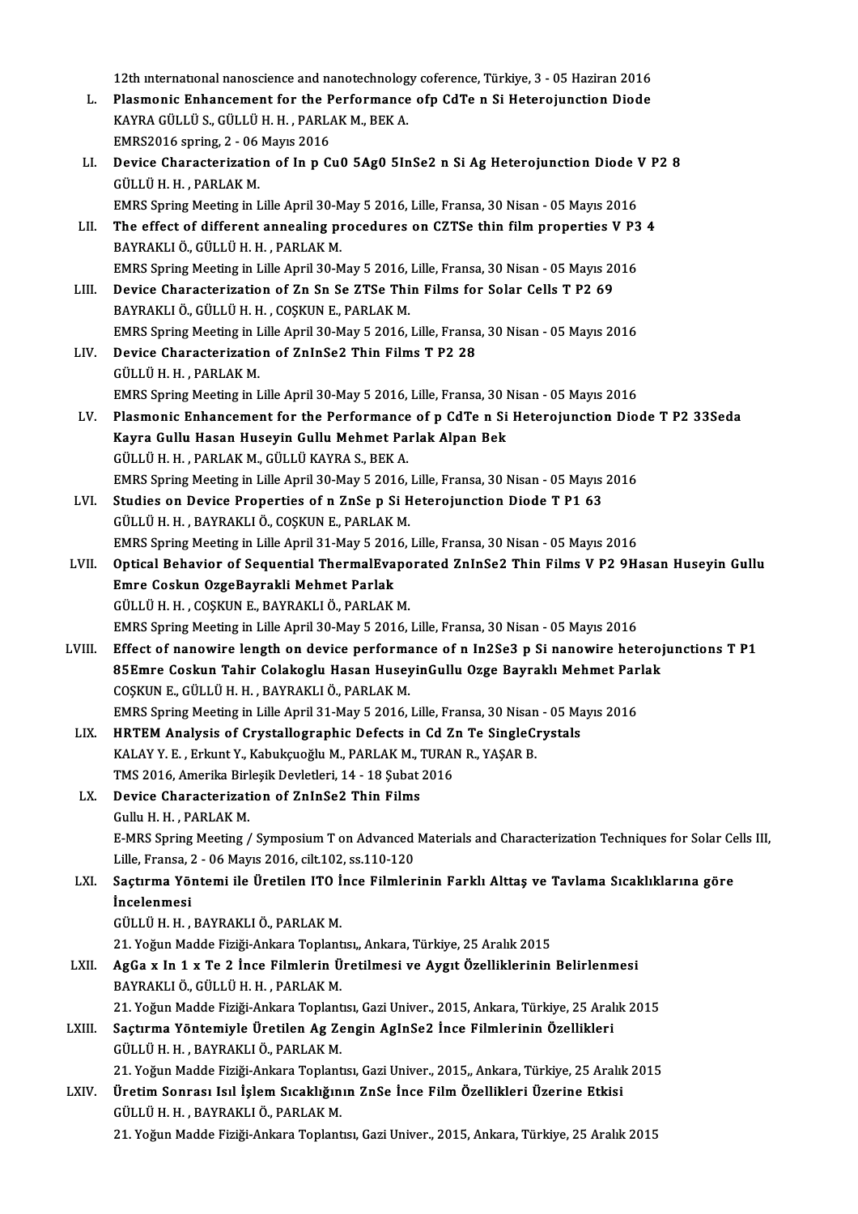12th ınternational nanoscience and nanotechnology coference, Türkiye, 3 - 05 Haziran 2016

L. **Plasmonic Enhancement for the Performance ofp CdTe n Si Heterojunction Diode**
KAYRA GÜLLÜ S., GÜLLÜ H. H. , PARLAK M., BEK A.
EMRS2016 spring, 2 - 06 Mayıs 2016

LI. **Device Characterization of In p Cu0 5Ag0 5InSe2 n Si Ag Heterojunction Diode V P2 8**
GÜLLÜ H. H. , PARLAK M.
EMRS Spring Meeting in Lille April 30-May 5 2016, Lille, Fransa, 30 Nisan - 05 Mayıs 2016

LII. **The effect of different annealing procedures on CZTSe thin film properties V P3 4**
BAYRAKLI Ö., GÜLLÜ H. H. , PARLAK M.
EMRS Spring Meeting in Lille April 30-May 5 2016, Lille, Fransa, 30 Nisan - 05 Mayıs 2016

LIII. **Device Characterization of Zn Sn Se ZTSe Thin Films for Solar Cells T P2 69**
BAYRAKLI Ö., GÜLLÜ H. H. , COŞKUN E., PARLAK M.
EMRS Spring Meeting in Lille April 30-May 5 2016, Lille, Fransa, 30 Nisan - 05 Mayıs 2016

LIV. **Device Characterization of ZnInSe2 Thin Films T P2 28**
GÜLLÜ H. H. , PARLAK M.
EMRS Spring Meeting in Lille April 30-May 5 2016, Lille, Fransa, 30 Nisan - 05 Mayıs 2016

LV. **Plasmonic Enhancement for the Performance of p CdTe n Si Heterojunction Diode T P2 33Seda Kayra Gullu Hasan Huseyin Gullu Mehmet Parlak Alpan Bek**
GÜLLÜ H. H. , PARLAK M., GÜLLÜ KAYRA S., BEK A.
EMRS Spring Meeting in Lille April 30-May 5 2016, Lille, Fransa, 30 Nisan - 05 Mayıs 2016

LVI. **Studies on Device Properties of n ZnSe p Si Heterojunction Diode T P1 63**
GÜLLÜ H. H. , BAYRAKLI Ö., COŞKUN E., PARLAK M.
EMRS Spring Meeting in Lille April 31-May 5 2016, Lille, Fransa, 30 Nisan - 05 Mayıs 2016

LVII. **Optical Behavior of Sequential ThermalEvaporated ZnInSe2 Thin Films V P2 9Hasan Huseyin Gullu Emre Coskun OzgeBayrakli Mehmet Parlak**
GÜLLÜ H. H. , COŞKUN E., BAYRAKLI Ö., PARLAK M.
EMRS Spring Meeting in Lille April 30-May 5 2016, Lille, Fransa, 30 Nisan - 05 Mayıs 2016

LVIII. **Effect of nanowire length on device performance of n In2Se3 p Si nanowire heterojunctions T P1 85Emre Coskun Tahir Colakoglu Hasan HuseyinGullu Ozge Bayraklı Mehmet Parlak**
COŞKUN E., GÜLLÜ H. H. , BAYRAKLI Ö., PARLAK M.
EMRS Spring Meeting in Lille April 31-May 5 2016, Lille, Fransa, 30 Nisan - 05 Mayıs 2016

LIX. **HRTEM Analysis of Crystallographic Defects in Cd Zn Te SingleCrystals**
KALAY Y. E. , Erkunt Y., Kabukçuoğlu M., PARLAK M., TURAN R., YAŞAR B.
TMS 2016, Amerika Birleşik Devletleri, 14 - 18 Şubat 2016

LX. **Device Characterization of ZnInSe2 Thin Films**
Gullu H. H. , PARLAK M.
E-MRS Spring Meeting / Symposium T on Advanced Materials and Characterization Techniques for Solar Cells III, Lille, Fransa, 2 - 06 Mayıs 2016, cilt.102, ss.110-120

LXI. **Saçtırma Yöntemi ile Üretilen ITO İnce Filmlerinin Farklı Alttaş ve Tavlama Sıcaklıklarına göre İncelenmesi**
GÜLLÜ H. H. , BAYRAKLI Ö., PARLAK M.
21. Yoğun Madde Fiziği-Ankara Toplantısı,, Ankara, Türkiye, 25 Aralık 2015

LXII. **AgGa x In 1 x Te 2 İnce Filmlerin Üretilmesi ve Aygıt Özelliklerinin Belirlenmesi**
BAYRAKLI Ö., GÜLLÜ H. H. , PARLAK M.
21. Yoğun Madde Fiziği-Ankara Toplantısı, Gazi Univer., 2015, Ankara, Türkiye, 25 Aralık 2015

LXIII. **Saçtırma Yöntemiyle Üretilen Ag Zengin AgInSe2 İnce Filmlerinin Özellikleri**
GÜLLÜ H. H. , BAYRAKLI Ö., PARLAK M.
21. Yoğun Madde Fiziği-Ankara Toplantısı, Gazi Univer., 2015,, Ankara, Türkiye, 25 Aralık 2015

LXIV. **Üretim Sonrası Isıl İşlem Sıcaklığının ZnSe İnce Film Özellikleri Üzerine Etkisi**
GÜLLÜ H. H. , BAYRAKLI Ö., PARLAK M.
21. Yoğun Madde Fiziği-Ankara Toplantısı, Gazi Univer., 2015, Ankara, Türkiye, 25 Aralık 2015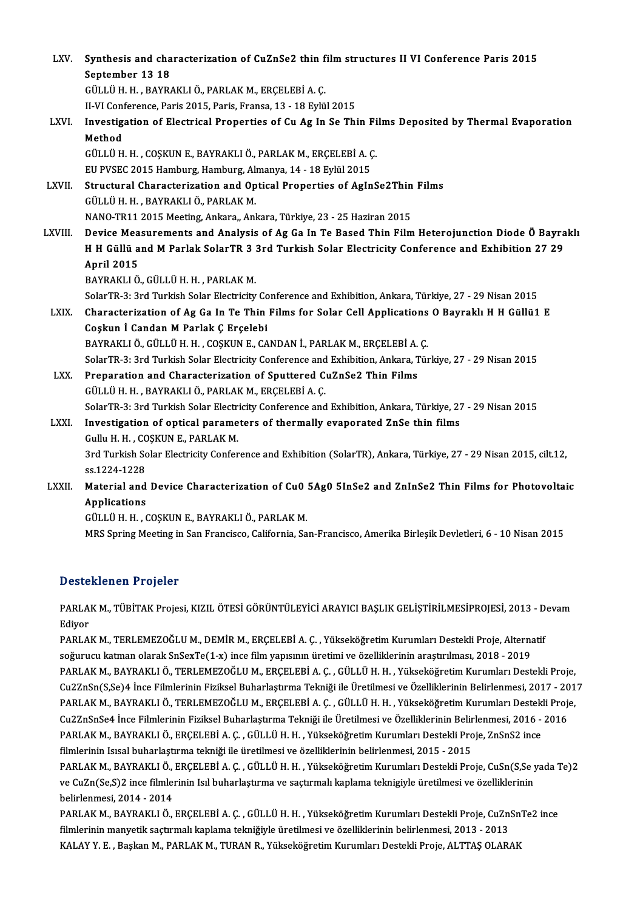LXV. **Synthesis and characterization of CuZnSe2 thin film structures II VI Conference Paris 2015 September 13 18**
GÜLLÜ H. H. , BAYRAKLI Ö., PARLAK M., ERÇELEBİ A. Ç.
II-VI Conference, Paris 2015, Paris, Fransa, 13 - 18 Eylül 2015

LXVI. **Investigation of Electrical Properties of Cu Ag In Se Thin Films Deposited by Thermal Evaporation Method**
GÜLLÜ H. H. , COŞKUN E., BAYRAKLI Ö., PARLAK M., ERÇELEBİ A. Ç.
EU PVSEC 2015 Hamburg, Hamburg, Almanya, 14 - 18 Eylül 2015

LXVII. **Structural Characterization and Optical Properties of AgInSe2Thin Films**
GÜLLÜ H. H. , BAYRAKLI Ö., PARLAK M.
NANO-TR11 2015 Meeting, Ankara,, Ankara, Türkiye, 23 - 25 Haziran 2015

LXVIII. **Device Measurements and Analysis of Ag Ga In Te Based Thin Film Heterojunction Diode Ö Bayraklı H H Güllü and M Parlak SolarTR 3 3rd Turkish Solar Electricity Conference and Exhibition 27 29 April 2015**
BAYRAKLI Ö., GÜLLÜ H. H. , PARLAK M.
SolarTR-3: 3rd Turkish Solar Electricity Conference and Exhibition, Ankara, Türkiye, 27 - 29 Nisan 2015

LXIX. **Characterization of Ag Ga In Te Thin Films for Solar Cell Applications O Bayraklı H H Güllü1 E Coşkun İ Candan M Parlak Ç Erçelebi**
BAYRAKLI Ö., GÜLLÜ H. H. , COŞKUN E., CANDAN İ., PARLAK M., ERÇELEBİ A. Ç.
SolarTR-3: 3rd Turkish Solar Electricity Conference and Exhibition, Ankara, Türkiye, 27 - 29 Nisan 2015

LXX. **Preparation and Characterization of Sputtered CuZnSe2 Thin Films**
GÜLLÜ H. H. , BAYRAKLI Ö., PARLAK M., ERÇELEBİ A. Ç.
SolarTR-3: 3rd Turkish Solar Electricity Conference and Exhibition, Ankara, Türkiye, 27 - 29 Nisan 2015

LXXI. **Investigation of optical parameters of thermally evaporated ZnSe thin films**
Gullu H. H. , COŞKUN E., PARLAK M.
3rd Turkish Solar Electricity Conference and Exhibition (SolarTR), Ankara, Türkiye, 27 - 29 Nisan 2015, cilt.12, ss.1224-1228

LXXII. **Material and Device Characterization of Cu0 5Ag0 5InSe2 and ZnInSe2 Thin Films for Photovoltaic Applications**
GÜLLÜ H. H. , COŞKUN E., BAYRAKLI Ö., PARLAK M.
MRS Spring Meeting in San Francisco, California, San-Francisco, Amerika Birleşik Devletleri, 6 - 10 Nisan 2015

## Desteklenen Projeler

PARLAK M., TÜBİTAK Projesi, KIZIL ÖTESİ GÖRÜNTÜLEYİCİ ARAYICI BAŞLIK GELİŞTİRİLMESİPROJESİ, 2013 - Devam Ediyor

PARLAK M., TERLEMEZOĞLU M., DEMİR M., ERÇELEBİ A. Ç. , Yükseköğretim Kurumları Destekli Proje, Alternatif soğurucu katman olarak SnSexTe(1-x) ince film yapısının üretimi ve özelliklerinin araştırılması, 2018 - 2019

PARLAK M., BAYRAKLI Ö., TERLEMEZOĞLU M., ERÇELEBİ A. Ç. , GÜLLÜ H. H. , Yükseköğretim Kurumları Destekli Proje, Cu2ZnSn(S,Se)4 İnce Filmlerinin Fiziksel Buharlaştırma Tekniği ile Üretilmesi ve Özelliklerinin Belirlenmesi, 2017 - 2017

PARLAK M., BAYRAKLI Ö., TERLEMEZOĞLU M., ERÇELEBİ A. Ç. , GÜLLÜ H. H. , Yükseköğretim Kurumları Destekli Proje, Cu2ZnSnSe4 İnce Filmlerinin Fiziksel Buharlaştırma Tekniği ile Üretilmesi ve Özelliklerinin Belirlenmesi, 2016 - 2016

PARLAK M., BAYRAKLI Ö., ERÇELEBİ A. Ç. , GÜLLÜ H. H. , Yükseköğretim Kurumları Destekli Proje, ZnSnS2 ince filmlerinin Isısal buharlaştırma tekniği ile üretilmesi ve özelliklerinin belirlenmesi, 2015 - 2015

PARLAK M., BAYRAKLI Ö., ERÇELEBİ A. Ç. , GÜLLÜ H. H. , Yükseköğretim Kurumları Destekli Proje, CuSn(S,Se yada Te)2 ve CuZn(Se,S)2 ince filmlerinin Isıl buharlaştırma ve saçtırmalı kaplama teknigiyle üretilmesi ve özelliklerinin belirlenmesi, 2014 - 2014

PARLAK M., BAYRAKLI Ö., ERÇELEBİ A. Ç. , GÜLLÜ H. H. , Yükseköğretim Kurumları Destekli Proje, CuZnSnTe2 ince filmlerinin manyetik saçtırmalı kaplama tekniğiyle üretilmesi ve özelliklerinin belirlenmesi, 2013 - 2013

KALAY Y. E. , Başkan M., PARLAK M., TURAN R., Yükseköğretim Kurumları Destekli Proje, ALTTAŞ OLARAK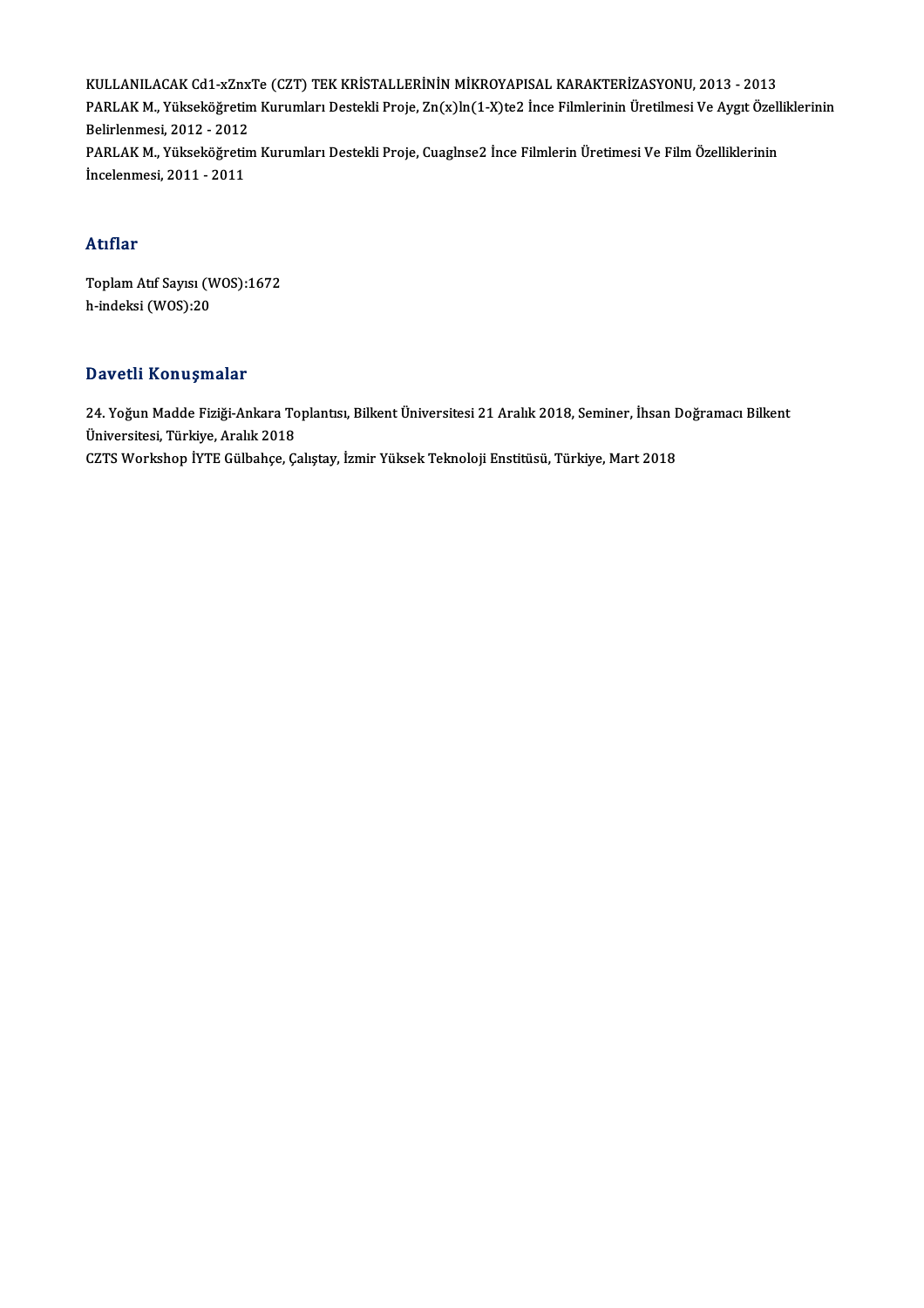KULLANILACAK Cd1-xZnxTe (CZT) TEK KRİSTALLERİNİN MİKROYAPISAL KARAKTERİZASYONU, 2013 - 2013

PARLAK M., Yükseköğretim Kurumları Destekli Proje, Zn(x)ln(1-X)te2 İnce Filmlerinin Üretilmesi Ve Aygıt Özelliklerinin Belirlenmesi, 2012 - 2012

PARLAK M., Yükseköğretim Kurumları Destekli Proje, Cuaglnse2 İnce Filmlerin Üretimesi Ve Film Özelliklerinin İncelenmesi, 2011 - 2011

## Atıflar

Toplam Atıf Sayısı (WOS):1672

h-indeksi (WOS):20

## Davetli Konuşmalar

24. Yoğun Madde Fiziği-Ankara Toplantısı, Bilkent Üniversitesi 21 Aralık 2018, Seminer, İhsan Doğramacı Bilkent Üniversitesi, Türkiye, Aralık 2018

CZTS Workshop İYTE Gülbahçe, Çalıştay, İzmir Yüksek Teknoloji Enstitüsü, Türkiye, Mart 2018